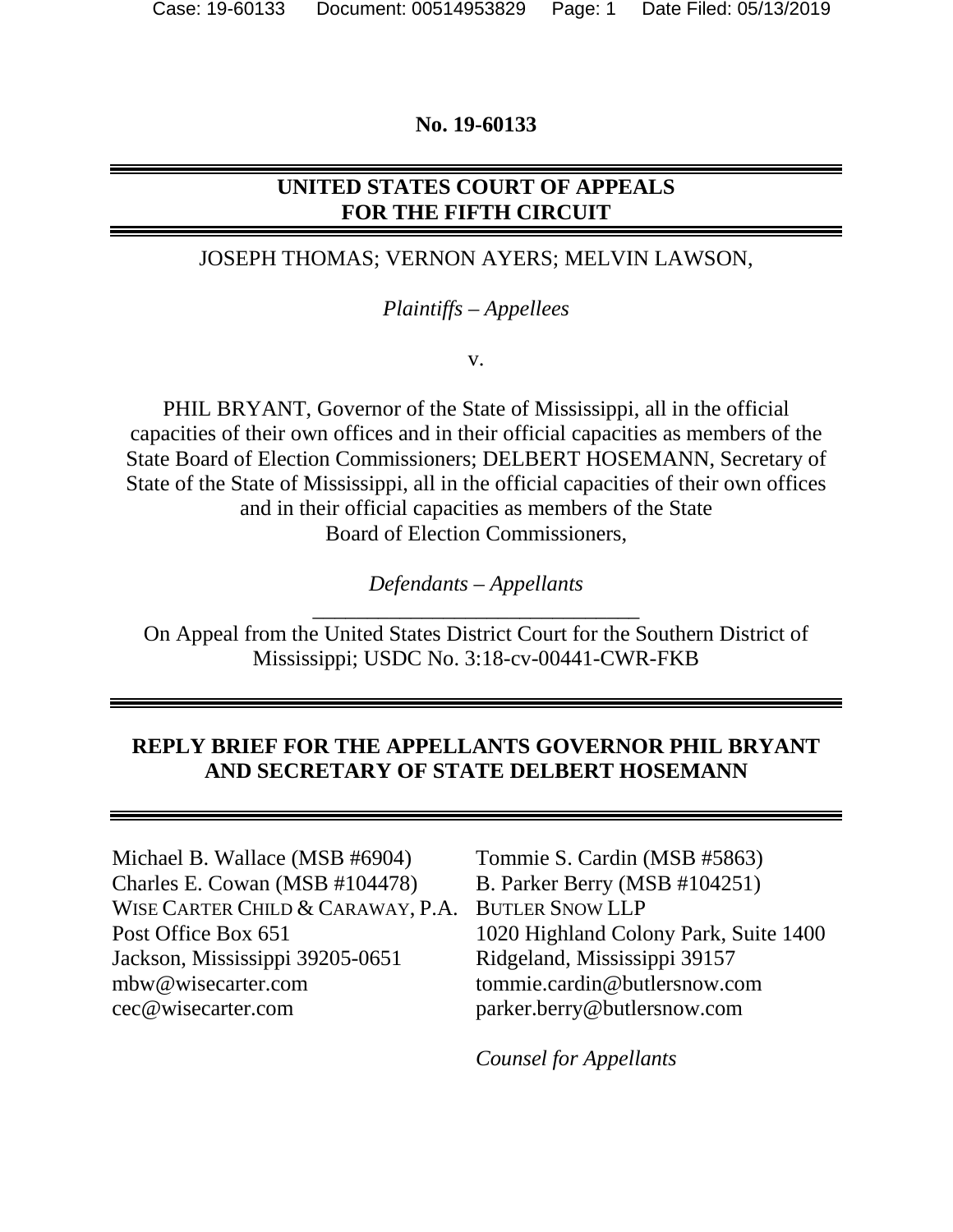**No. 19-60133**

**UNITED STATES COURT OF APPEALS**
**FOR THE FIFTH CIRCUIT**

JOSEPH THOMAS; VERNON AYERS; MELVIN LAWSON,

*Plaintiffs – Appellees*

v.

PHIL BRYANT, Governor of the State of Mississippi, all in the official capacities of their own offices and in their official capacities as members of the State Board of Election Commissioners; DELBERT HOSEMANN, Secretary of State of the State of Mississippi, all in the official capacities of their own offices and in their official capacities as members of the State Board of Election Commissioners,

*Defendants – Appellants*

---

On Appeal from the United States District Court for the Southern District of Mississippi; USDC No. 3:18-cv-00441-CWR-FKB

**REPLY BRIEF FOR THE APPELLANTS GOVERNOR PHIL BRYANT AND SECRETARY OF STATE DELBERT HOSEMANN**

Michael B. Wallace (MSB #6904)
Charles E. Cowan (MSB #104478)
WISE CARTER CHILD & CARAWAY, P.A.
Post Office Box 651
Jackson, Mississippi 39205-0651
mbw@wisecarter.com
cec@wisecarter.com

Tommie S. Cardin (MSB #5863)
B. Parker Berry (MSB #104251)
BUTLER SNOW LLP
1020 Highland Colony Park, Suite 1400
Ridgeland, Mississippi 39157
tommie.cardin@butlersnow.com
parker.berry@butlersnow.com

*Counsel for Appellants*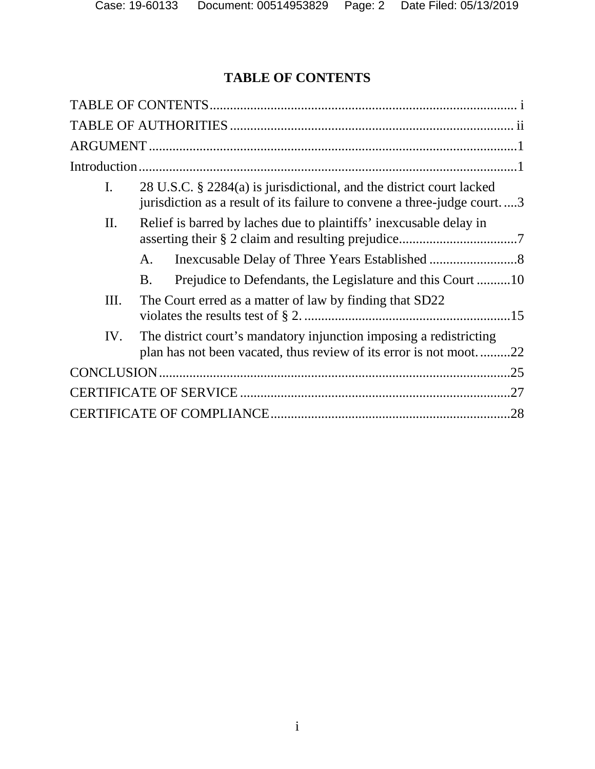# TABLE OF CONTENTS

TABLE OF CONTENTS ........................................................................................... i

TABLE OF AUTHORITIES .................................................................................. ii

ARGUMENT ..........................................................................................................1

Introduction ............................................................................................................1

I. 28 U.S.C. § 2284(a) is jurisdictional, and the district court lacked jurisdiction as a result of its failure to convene a three-judge court. ....3

II. Relief is barred by laches due to plaintiffs' inexcusable delay in asserting their § 2 claim and resulting prejudice...................................7

   A. Inexcusable Delay of Three Years Established ..........................8

   B. Prejudice to Defendants, the Legislature and this Court ..........10

III. The Court erred as a matter of law by finding that SD22 violates the results test of § 2. ............................................................15

IV. The district court's mandatory injunction imposing a redistricting plan has not been vacated, thus review of its error is not moot. .........22

CONCLUSION .....................................................................................................25

CERTIFICATE OF SERVICE ...............................................................................27

CERTIFICATE OF COMPLIANCE ......................................................................28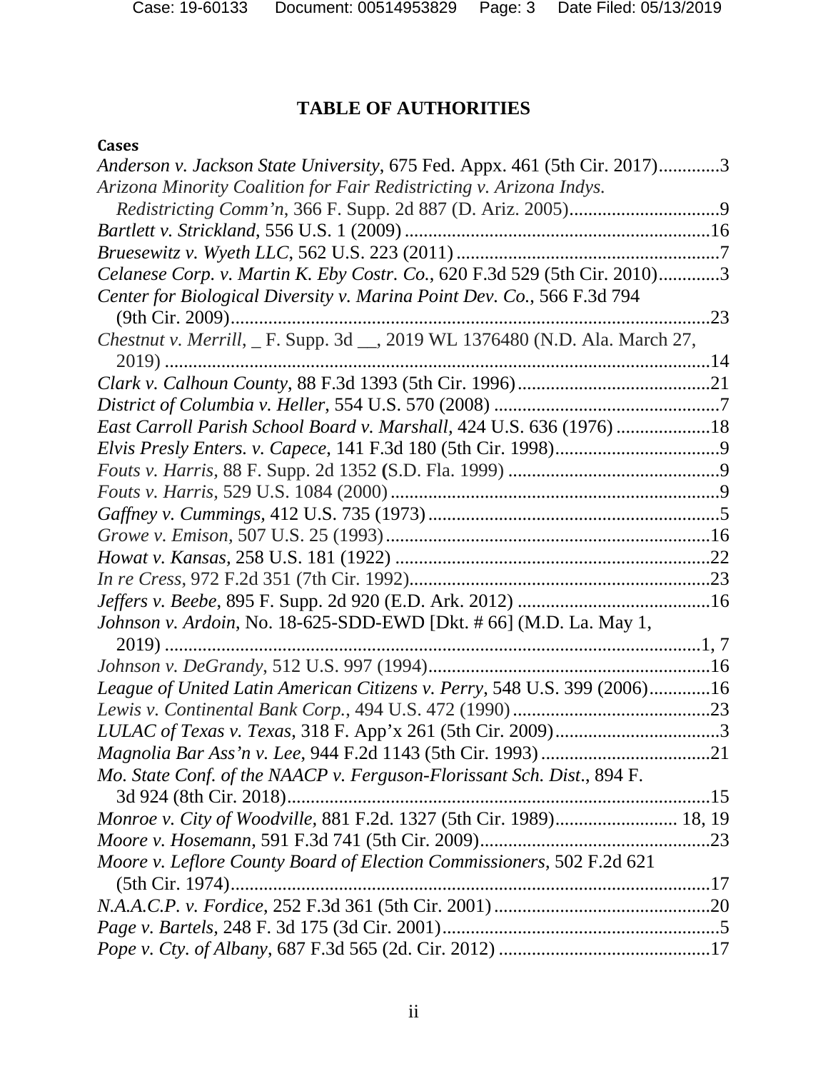# TABLE OF AUTHORITIES

**Cases**

*Anderson v. Jackson State University*, 675 Fed. Appx. 461 (5th Cir. 2017).............3

*Arizona Minority Coalition for Fair Redistricting v. Arizona Indys. Redistricting Comm'n*, 366 F. Supp. 2d 887 (D. Ariz. 2005)...............................9

*Bartlett v. Strickland*, 556 U.S. 1 (2009)...............................................................16

*Bruesewitz v. Wyeth LLC*, 562 U.S. 223 (2011).......................................................7

*Celanese Corp. v. Martin K. Eby Costr. Co.*, 620 F.3d 529 (5th Cir. 2010).............3

*Center for Biological Diversity v. Marina Point Dev. Co.*, 566 F.3d 794 (9th Cir. 2009)....................................................................................................23

*Chestnut v. Merrill*, _ F. Supp. 3d __, 2019 WL 1376480 (N.D. Ala. March 27, 2019).................................................................................................................14

*Clark v. Calhoun County*, 88 F.3d 1393 (5th Cir. 1996).........................................21

*District of Columbia v. Heller*, 554 U.S. 570 (2008)................................................7

*East Carroll Parish School Board v. Marshall*, 424 U.S. 636 (1976)....................18

*Elvis Presly Enters. v. Capece*, 141 F.3d 180 (5th Cir. 1998)..................................9

*Fouts v. Harris*, 88 F. Supp. 2d 1352 (S.D. Fla. 1999)............................................9

*Fouts v. Harris*, 529 U.S. 1084 (2000)......................................................................9

*Gaffney v. Cummings*, 412 U.S. 735 (1973)..............................................................5

*Growe v. Emison*, 507 U.S. 25 (1993).....................................................................16

*Howat v. Kansas*, 258 U.S. 181 (1922)...................................................................22

*In re Cress*, 972 F.2d 351 (7th Cir. 1992)...............................................................23

*Jeffers v. Beebe*, 895 F. Supp. 2d 920 (E.D. Ark. 2012).........................................16

*Johnson v. Ardoin*, No. 18-625-SDD-EWD [Dkt. # 66] (M.D. La. May 1, 2019)..................................................................................................................1, 7

*Johnson v. DeGrandy*, 512 U.S. 997 (1994)............................................................16

*League of United Latin American Citizens v. Perry*, 548 U.S. 399 (2006).............16

*Lewis v. Continental Bank Corp.*, 494 U.S. 472 (1990)..........................................23

*LULAC of Texas v. Texas*, 318 F. App'x 261 (5th Cir. 2009)..................................3

*Magnolia Bar Ass'n v. Lee*, 944 F.2d 1143 (5th Cir. 1993)....................................21

*Mo. State Conf. of the NAACP v. Ferguson-Florissant Sch. Dist.*, 894 F. 3d 924 (8th Cir. 2018).........................................................................................15

*Monroe v. City of Woodville*, 881 F.2d. 1327 (5th Cir. 1989)......................... 18, 19

*Moore v. Hosemann*, 591 F.3d 741 (5th Cir. 2009).................................................23

*Moore v. Leflore County Board of Election Commissioners*, 502 F.2d 621 (5th Cir. 1974)......................................................................................................17

*N.A.A.C.P. v. Fordice*, 252 F.3d 361 (5th Cir. 2001)..............................................20

*Page v. Bartels*, 248 F. 3d 175 (3d Cir. 2001)..........................................................5

*Pope v. Cty. of Albany*, 687 F.3d 565 (2d. Cir. 2012).............................................17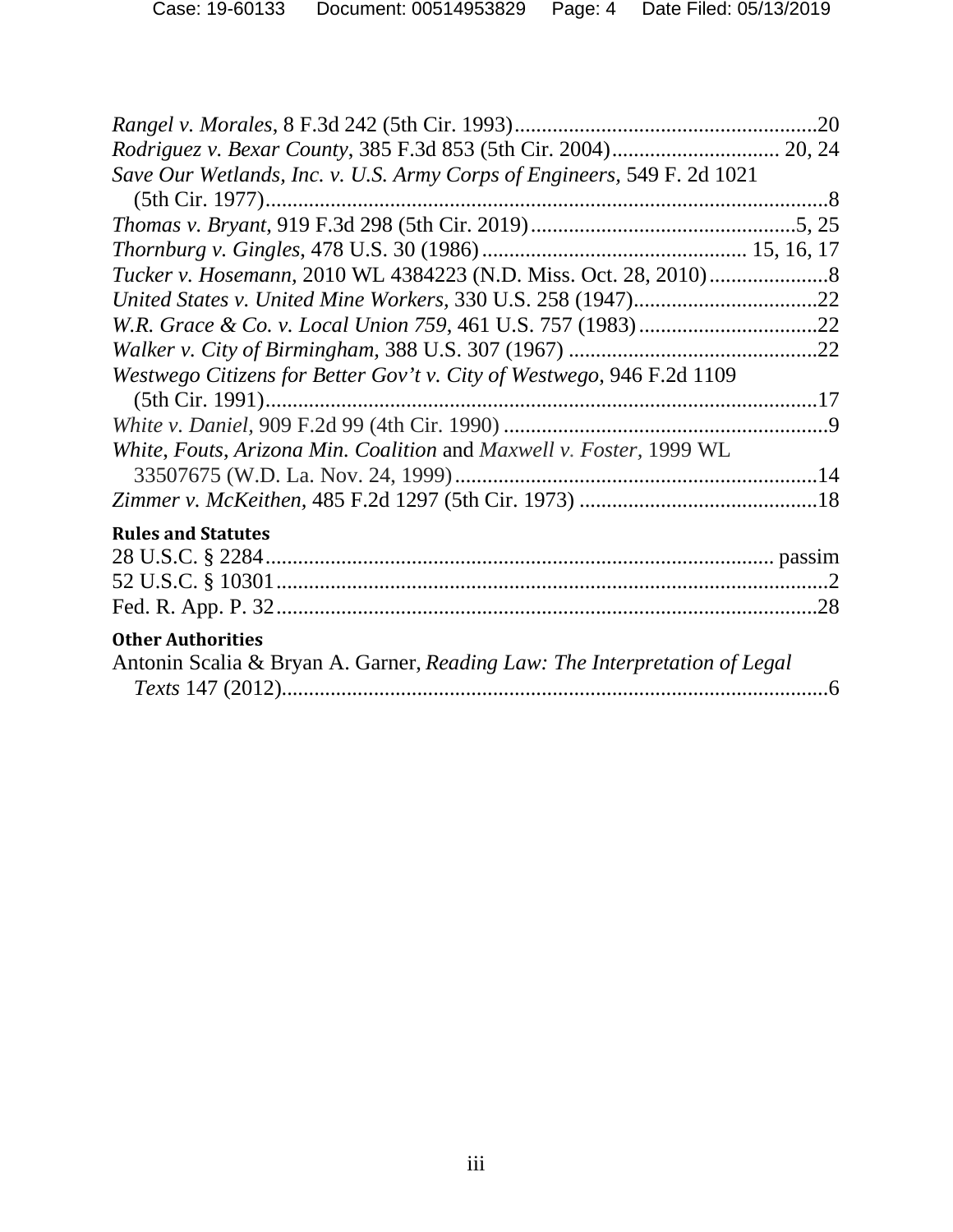*Rangel v. Morales*, 8 F.3d 242 (5th Cir. 1993).......................................................20
*Rodriguez v. Bexar County*, 385 F.3d 853 (5th Cir. 2004).............................. 20, 24
*Save Our Wetlands, Inc. v. U.S. Army Corps of Engineers*, 549 F. 2d 1021
(5th Cir. 1977)........................................................................................................8
*Thomas v. Bryant*, 919 F.3d 298 (5th Cir. 2019).................................................5, 25
*Thornburg v. Gingles*, 478 U.S. 30 (1986)................................................ 15, 16, 17
*Tucker v. Hosemann*, 2010 WL 4384223 (N.D. Miss. Oct. 28, 2010)......................8
*United States v. United Mine Workers*, 330 U.S. 258 (1947)..................................22
*W.R. Grace & Co. v. Local Union 759*, 461 U.S. 757 (1983).................................22
*Walker v. City of Birmingham*, 388 U.S. 307 (1967) ..............................................22
*Westwego Citizens for Better Gov't v. City of Westwego*, 946 F.2d 1109
(5th Cir. 1991)......................................................................................................17
*White v. Daniel*, 909 F.2d 99 (4th Cir. 1990) ...........................................................9
*White*, *Fouts*, *Arizona Min. Coalition* and *Maxwell v. Foster*, 1999 WL
33507675 (W.D. La. Nov. 24, 1999)...................................................................14
*Zimmer v. McKeithen*, 485 F.2d 1297 (5th Cir. 1973) ............................................18

**Rules and Statutes**

28 U.S.C. § 2284........................................................................................... passim
52 U.S.C. § 10301......................................................................................................2
Fed. R. App. P. 32...................................................................................................28

**Other Authorities**

Antonin Scalia & Bryan A. Garner, *Reading Law: The Interpretation of Legal Texts* 147 (2012)....................................................................................................6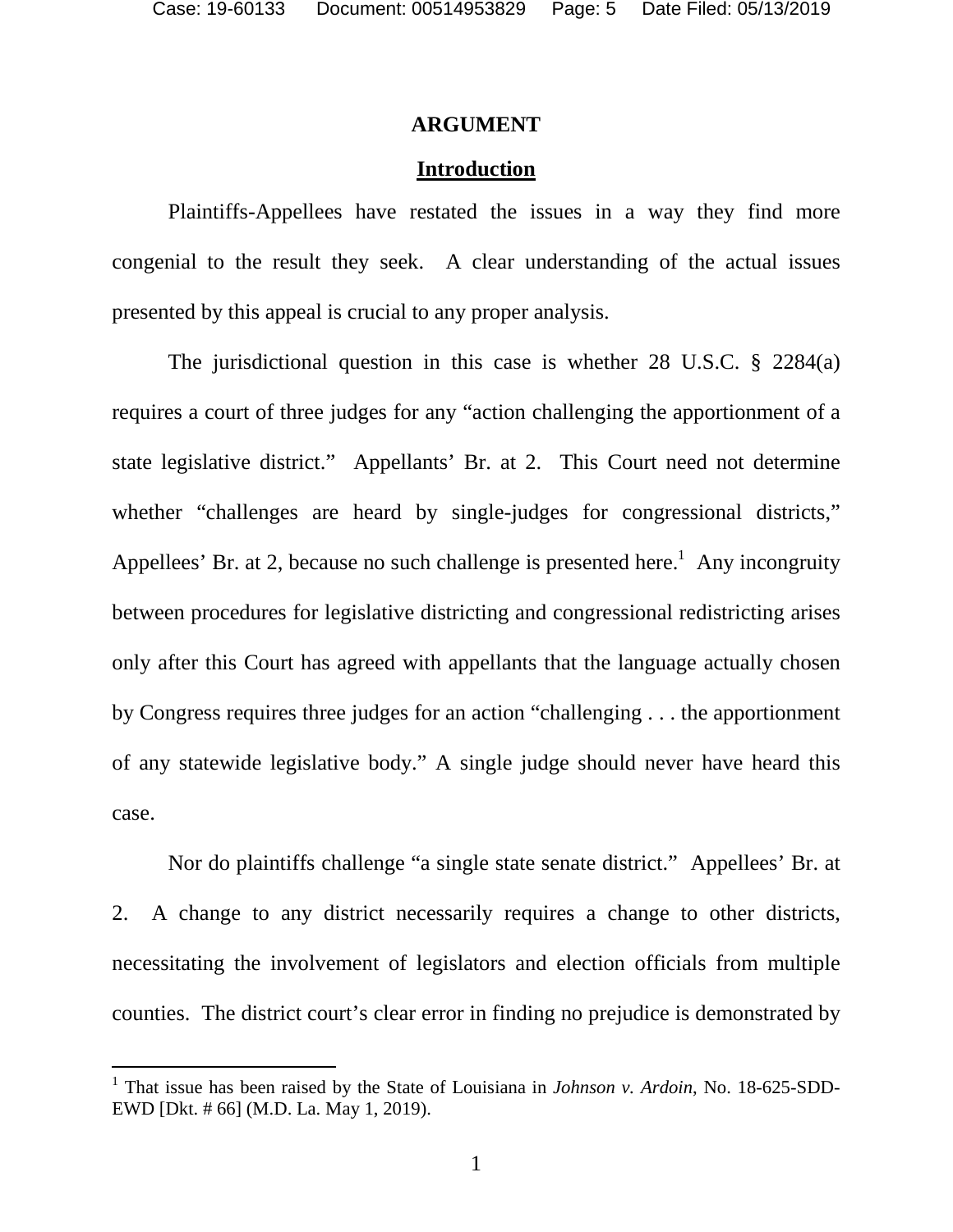## ARGUMENT

### Introduction

Plaintiffs-Appellees have restated the issues in a way they find more congenial to the result they seek. A clear understanding of the actual issues presented by this appeal is crucial to any proper analysis.

The jurisdictional question in this case is whether 28 U.S.C. § 2284(a) requires a court of three judges for any "action challenging the apportionment of a state legislative district." Appellants' Br. at 2. This Court need not determine whether "challenges are heard by single-judges for congressional districts," Appellees' Br. at 2, because no such challenge is presented here.[1] Any incongruity between procedures for legislative districting and congressional redistricting arises only after this Court has agreed with appellants that the language actually chosen by Congress requires three judges for an action "challenging . . . the apportionment of any statewide legislative body." A single judge should never have heard this case.

Nor do plaintiffs challenge "a single state senate district." Appellees' Br. at 2. A change to any district necessarily requires a change to other districts, necessitating the involvement of legislators and election officials from multiple counties. The district court's clear error in finding no prejudice is demonstrated by

[1] That issue has been raised by the State of Louisiana in *Johnson v. Ardoin*, No. 18-625-SDD-EWD [Dkt. # 66] (M.D. La. May 1, 2019).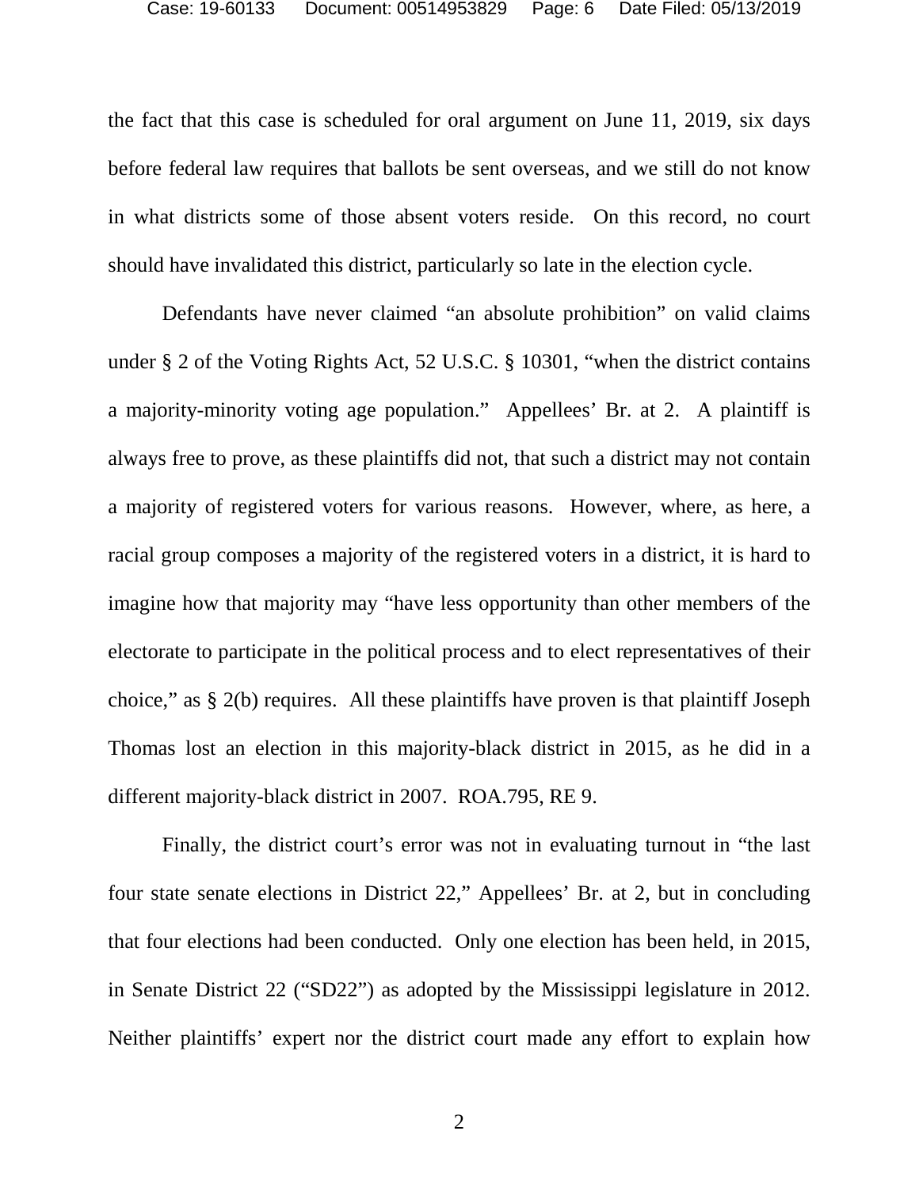the fact that this case is scheduled for oral argument on June 11, 2019, six days before federal law requires that ballots be sent overseas, and we still do not know in what districts some of those absent voters reside. On this record, no court should have invalidated this district, particularly so late in the election cycle.

Defendants have never claimed "an absolute prohibition" on valid claims under § 2 of the Voting Rights Act, 52 U.S.C. § 10301, "when the district contains a majority-minority voting age population." Appellees' Br. at 2. A plaintiff is always free to prove, as these plaintiffs did not, that such a district may not contain a majority of registered voters for various reasons. However, where, as here, a racial group composes a majority of the registered voters in a district, it is hard to imagine how that majority may "have less opportunity than other members of the electorate to participate in the political process and to elect representatives of their choice," as § 2(b) requires. All these plaintiffs have proven is that plaintiff Joseph Thomas lost an election in this majority-black district in 2015, as he did in a different majority-black district in 2007. ROA.795, RE 9.

Finally, the district court's error was not in evaluating turnout in "the last four state senate elections in District 22," Appellees' Br. at 2, but in concluding that four elections had been conducted. Only one election has been held, in 2015, in Senate District 22 ("SD22") as adopted by the Mississippi legislature in 2012. Neither plaintiffs' expert nor the district court made any effort to explain how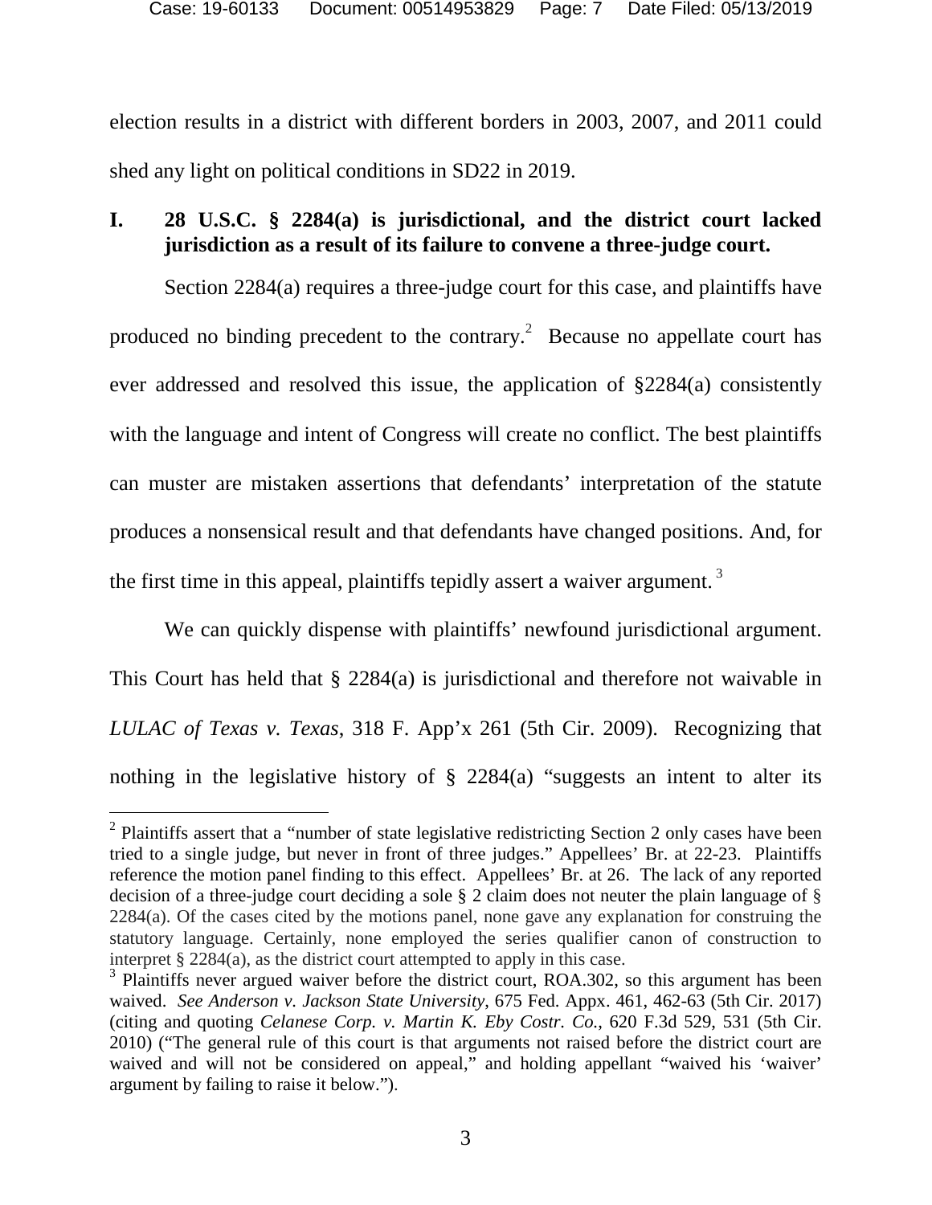election results in a district with different borders in 2003, 2007, and 2011 could shed any light on political conditions in SD22 in 2019.

## I. 28 U.S.C. § 2284(a) is jurisdictional, and the district court lacked jurisdiction as a result of its failure to convene a three-judge court.

Section 2284(a) requires a three-judge court for this case, and plaintiffs have produced no binding precedent to the contrary.[2] Because no appellate court has ever addressed and resolved this issue, the application of §2284(a) consistently with the language and intent of Congress will create no conflict. The best plaintiffs can muster are mistaken assertions that defendants' interpretation of the statute produces a nonsensical result and that defendants have changed positions. And, for the first time in this appeal, plaintiffs tepidly assert a waiver argument.[3]

We can quickly dispense with plaintiffs' newfound jurisdictional argument. This Court has held that § 2284(a) is jurisdictional and therefore not waivable in *LULAC of Texas v. Texas*, 318 F. App'x 261 (5th Cir. 2009). Recognizing that nothing in the legislative history of § 2284(a) "suggests an intent to alter its

---

[2] Plaintiffs assert that a "number of state legislative redistricting Section 2 only cases have been tried to a single judge, but never in front of three judges." Appellees' Br. at 22-23. Plaintiffs reference the motion panel finding to this effect. Appellees' Br. at 26. The lack of any reported decision of a three-judge court deciding a sole § 2 claim does not neuter the plain language of § 2284(a). Of the cases cited by the motions panel, none gave any explanation for construing the statutory language. Certainly, none employed the series qualifier canon of construction to interpret § 2284(a), as the district court attempted to apply in this case.

[3] Plaintiffs never argued waiver before the district court, ROA.302, so this argument has been waived. *See Anderson v. Jackson State University*, 675 Fed. Appx. 461, 462-63 (5th Cir. 2017) (citing and quoting *Celanese Corp. v. Martin K. Eby Costr. Co.*, 620 F.3d 529, 531 (5th Cir. 2010) ("The general rule of this court is that arguments not raised before the district court are waived and will not be considered on appeal," and holding appellant "waived his 'waiver' argument by failing to raise it below.").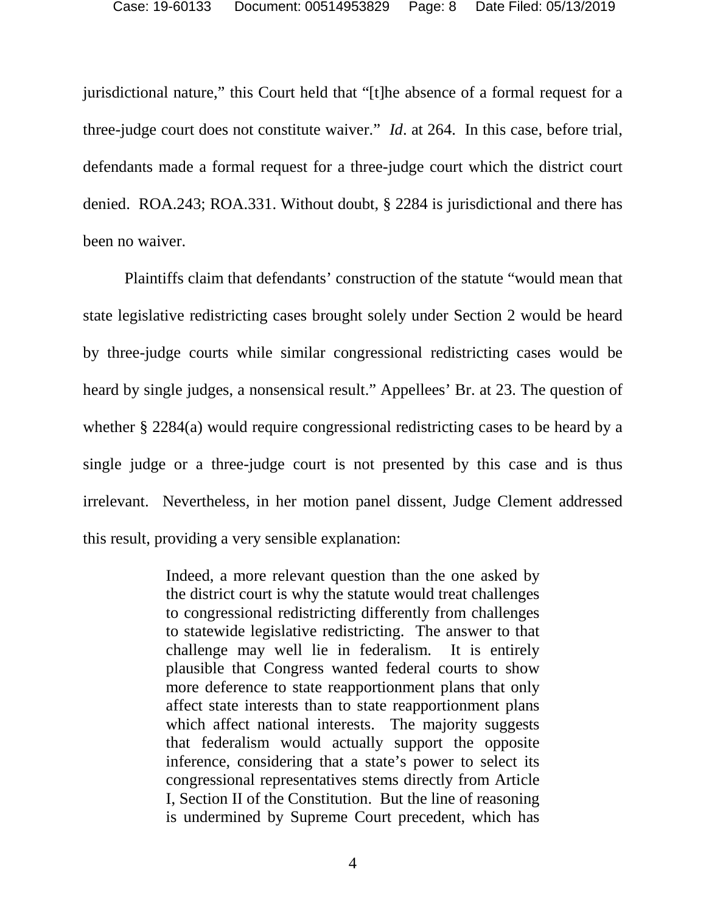jurisdictional nature," this Court held that "[t]he absence of a formal request for a three-judge court does not constitute waiver." *Id*. at 264. In this case, before trial, defendants made a formal request for a three-judge court which the district court denied. ROA.243; ROA.331. Without doubt, § 2284 is jurisdictional and there has been no waiver.

Plaintiffs claim that defendants' construction of the statute "would mean that state legislative redistricting cases brought solely under Section 2 would be heard by three-judge courts while similar congressional redistricting cases would be heard by single judges, a nonsensical result." Appellees' Br. at 23. The question of whether § 2284(a) would require congressional redistricting cases to be heard by a single judge or a three-judge court is not presented by this case and is thus irrelevant. Nevertheless, in her motion panel dissent, Judge Clement addressed this result, providing a very sensible explanation:

> Indeed, a more relevant question than the one asked by the district court is why the statute would treat challenges to congressional redistricting differently from challenges to statewide legislative redistricting. The answer to that challenge may well lie in federalism. It is entirely plausible that Congress wanted federal courts to show more deference to state reapportionment plans that only affect state interests than to state reapportionment plans which affect national interests. The majority suggests that federalism would actually support the opposite inference, considering that a state's power to select its congressional representatives stems directly from Article I, Section II of the Constitution. But the line of reasoning is undermined by Supreme Court precedent, which has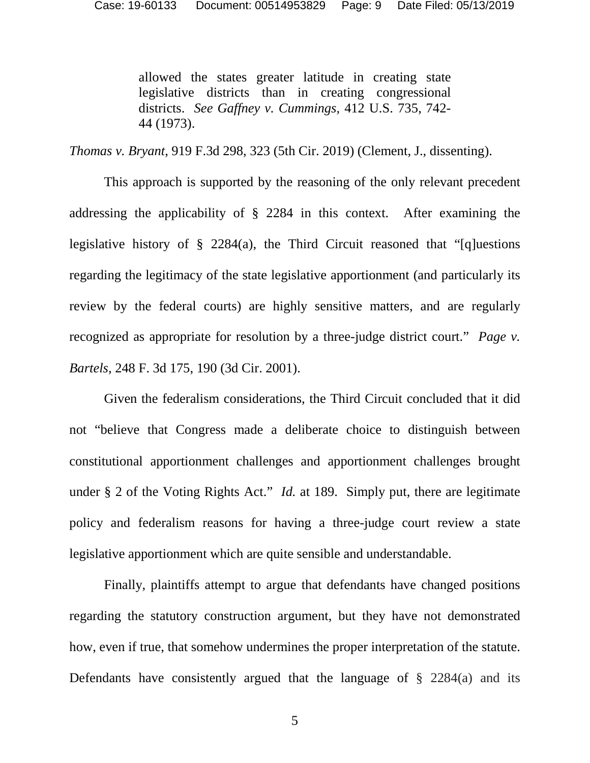> allowed the states greater latitude in creating state legislative districts than in creating congressional districts. *See Gaffney v. Cummings*, 412 U.S. 735, 742-44 (1973).

*Thomas v. Bryant*, 919 F.3d 298, 323 (5th Cir. 2019) (Clement, J., dissenting).

This approach is supported by the reasoning of the only relevant precedent addressing the applicability of § 2284 in this context. After examining the legislative history of § 2284(a), the Third Circuit reasoned that "[q]uestions regarding the legitimacy of the state legislative apportionment (and particularly its review by the federal courts) are highly sensitive matters, and are regularly recognized as appropriate for resolution by a three-judge district court." *Page v. Bartels*, 248 F. 3d 175, 190 (3d Cir. 2001).

Given the federalism considerations, the Third Circuit concluded that it did not "believe that Congress made a deliberate choice to distinguish between constitutional apportionment challenges and apportionment challenges brought under § 2 of the Voting Rights Act." *Id.* at 189. Simply put, there are legitimate policy and federalism reasons for having a three-judge court review a state legislative apportionment which are quite sensible and understandable.

Finally, plaintiffs attempt to argue that defendants have changed positions regarding the statutory construction argument, but they have not demonstrated how, even if true, that somehow undermines the proper interpretation of the statute. Defendants have consistently argued that the language of § 2284(a) and its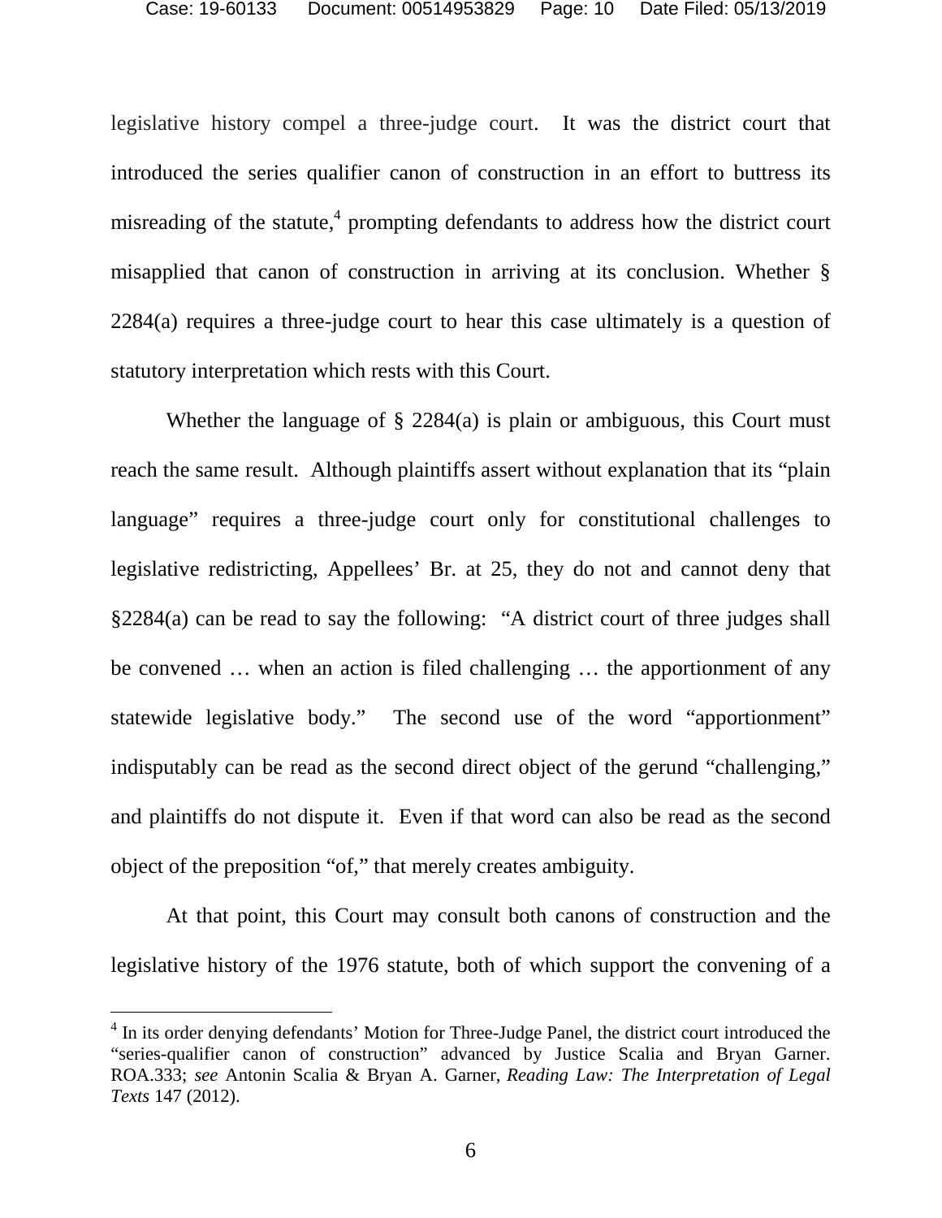legislative history compel a three-judge court. It was the district court that introduced the series qualifier canon of construction in an effort to buttress its misreading of the statute,[4] prompting defendants to address how the district court misapplied that canon of construction in arriving at its conclusion. Whether § 2284(a) requires a three-judge court to hear this case ultimately is a question of statutory interpretation which rests with this Court.

Whether the language of § 2284(a) is plain or ambiguous, this Court must reach the same result. Although plaintiffs assert without explanation that its "plain language" requires a three-judge court only for constitutional challenges to legislative redistricting, Appellees' Br. at 25, they do not and cannot deny that §2284(a) can be read to say the following: "A district court of three judges shall be convened … when an action is filed challenging … the apportionment of any statewide legislative body." The second use of the word "apportionment" indisputably can be read as the second direct object of the gerund "challenging," and plaintiffs do not dispute it. Even if that word can also be read as the second object of the preposition "of," that merely creates ambiguity.

At that point, this Court may consult both canons of construction and the legislative history of the 1976 statute, both of which support the convening of a

---

[4] In its order denying defendants' Motion for Three-Judge Panel, the district court introduced the "series-qualifier canon of construction" advanced by Justice Scalia and Bryan Garner. ROA.333; *see* Antonin Scalia & Bryan A. Garner, *Reading Law: The Interpretation of Legal Texts* 147 (2012).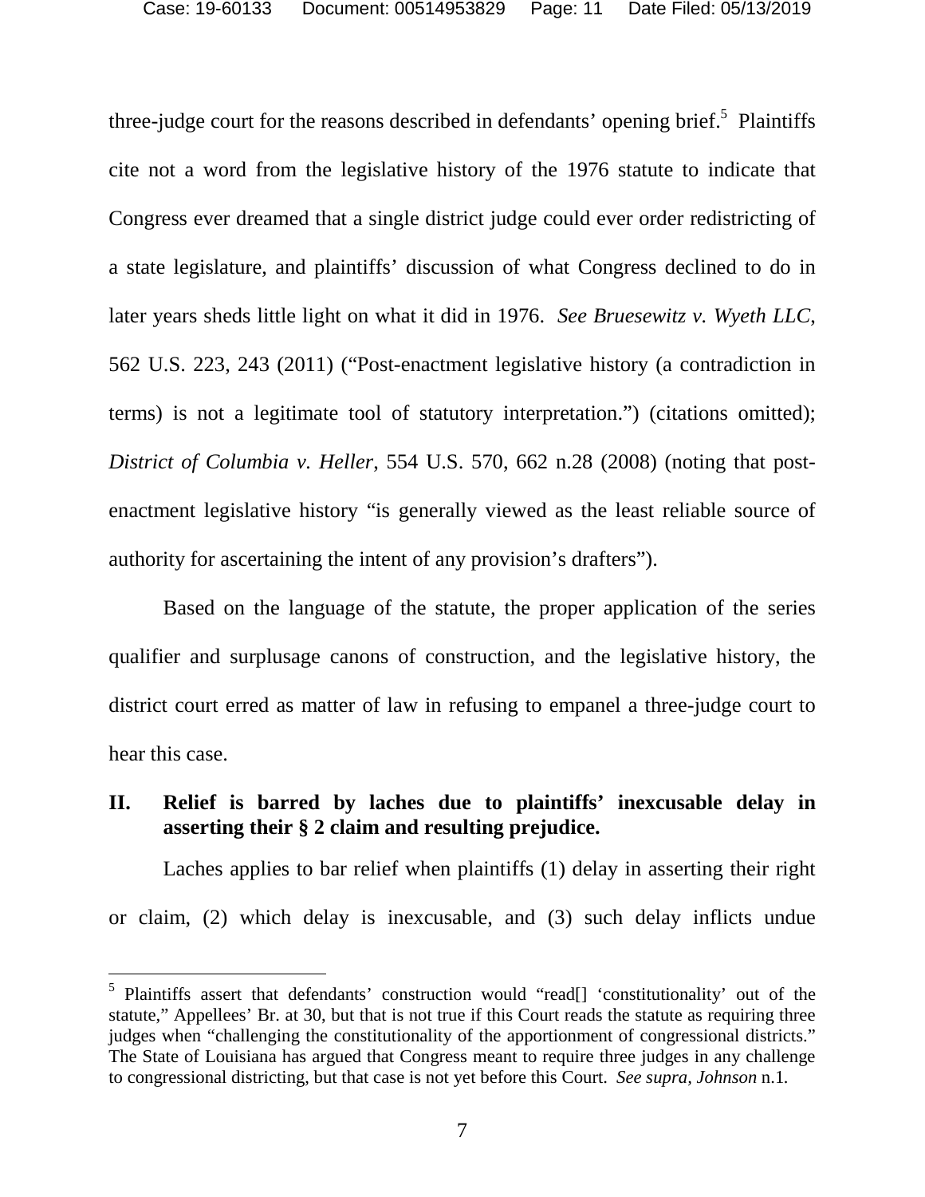three-judge court for the reasons described in defendants' opening brief.[5] Plaintiffs cite not a word from the legislative history of the 1976 statute to indicate that Congress ever dreamed that a single district judge could ever order redistricting of a state legislature, and plaintiffs' discussion of what Congress declined to do in later years sheds little light on what it did in 1976. *See Bruesewitz v. Wyeth LLC*, 562 U.S. 223, 243 (2011) ("Post-enactment legislative history (a contradiction in terms) is not a legitimate tool of statutory interpretation.") (citations omitted); *District of Columbia v. Heller*, 554 U.S. 570, 662 n.28 (2008) (noting that post-enactment legislative history "is generally viewed as the least reliable source of authority for ascertaining the intent of any provision's drafters").

Based on the language of the statute, the proper application of the series qualifier and surplusage canons of construction, and the legislative history, the district court erred as matter of law in refusing to empanel a three-judge court to hear this case.

## II. Relief is barred by laches due to plaintiffs' inexcusable delay in asserting their § 2 claim and resulting prejudice.

Laches applies to bar relief when plaintiffs (1) delay in asserting their right or claim, (2) which delay is inexcusable, and (3) such delay inflicts undue

[5] Plaintiffs assert that defendants' construction would "read[] 'constitutionality' out of the statute," Appellees' Br. at 30, but that is not true if this Court reads the statute as requiring three judges when "challenging the constitutionality of the apportionment of congressional districts." The State of Louisiana has argued that Congress meant to require three judges in any challenge to congressional districting, but that case is not yet before this Court. *See supra*, *Johnson* n.1.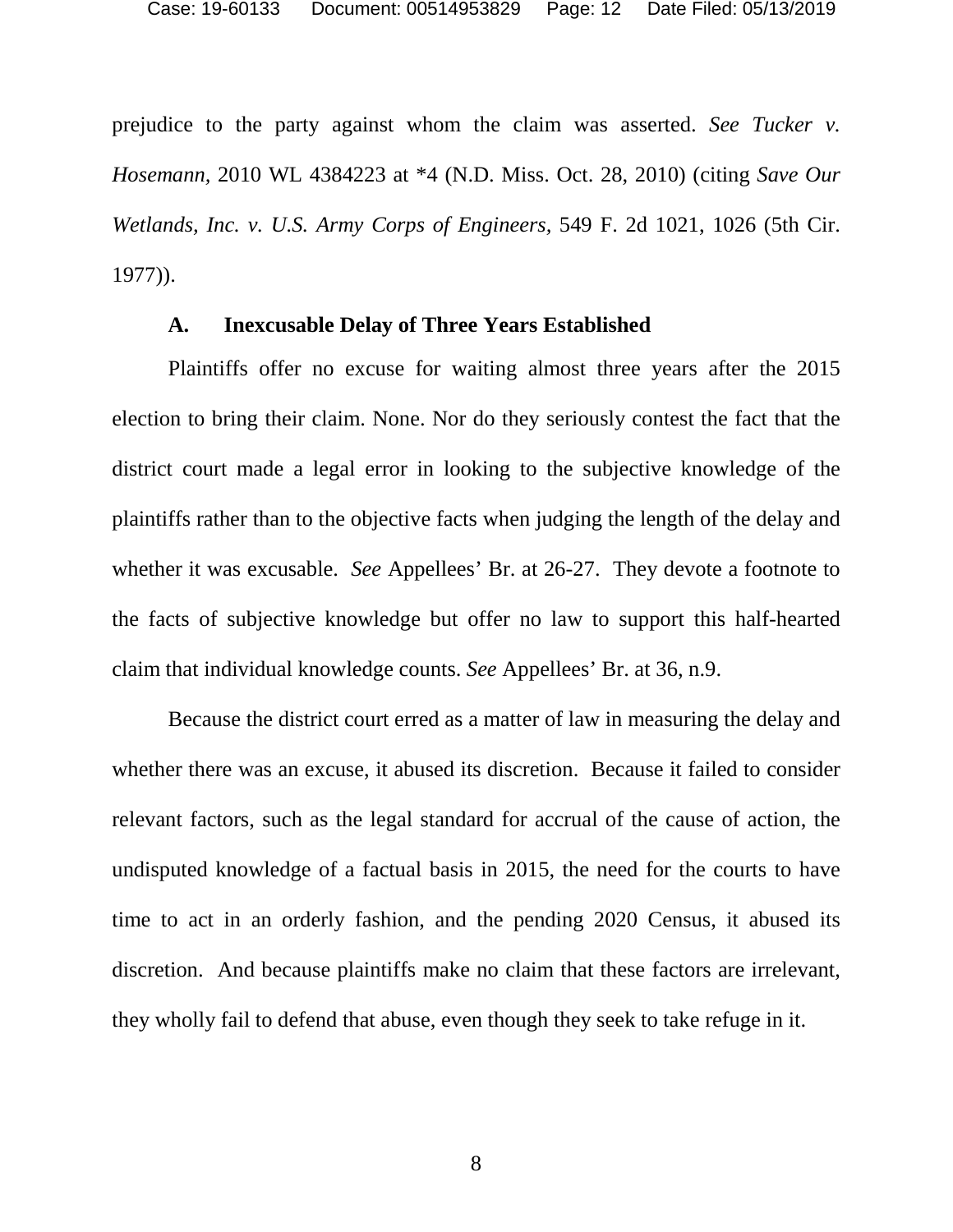prejudice to the party against whom the claim was asserted. *See Tucker v. Hosemann*, 2010 WL 4384223 at *4 (N.D. Miss. Oct. 28, 2010) (citing *Save Our Wetlands, Inc. v. U.S. Army Corps of Engineers,* 549 F. 2d 1021, 1026 (5th Cir. 1977)).

### A. Inexcusable Delay of Three Years Established

Plaintiffs offer no excuse for waiting almost three years after the 2015 election to bring their claim. None. Nor do they seriously contest the fact that the district court made a legal error in looking to the subjective knowledge of the plaintiffs rather than to the objective facts when judging the length of the delay and whether it was excusable. *See* Appellees' Br. at 26-27. They devote a footnote to the facts of subjective knowledge but offer no law to support this half-hearted claim that individual knowledge counts. *See* Appellees' Br. at 36, n.9.

Because the district court erred as a matter of law in measuring the delay and whether there was an excuse, it abused its discretion. Because it failed to consider relevant factors, such as the legal standard for accrual of the cause of action, the undisputed knowledge of a factual basis in 2015, the need for the courts to have time to act in an orderly fashion, and the pending 2020 Census, it abused its discretion. And because plaintiffs make no claim that these factors are irrelevant, they wholly fail to defend that abuse, even though they seek to take refuge in it.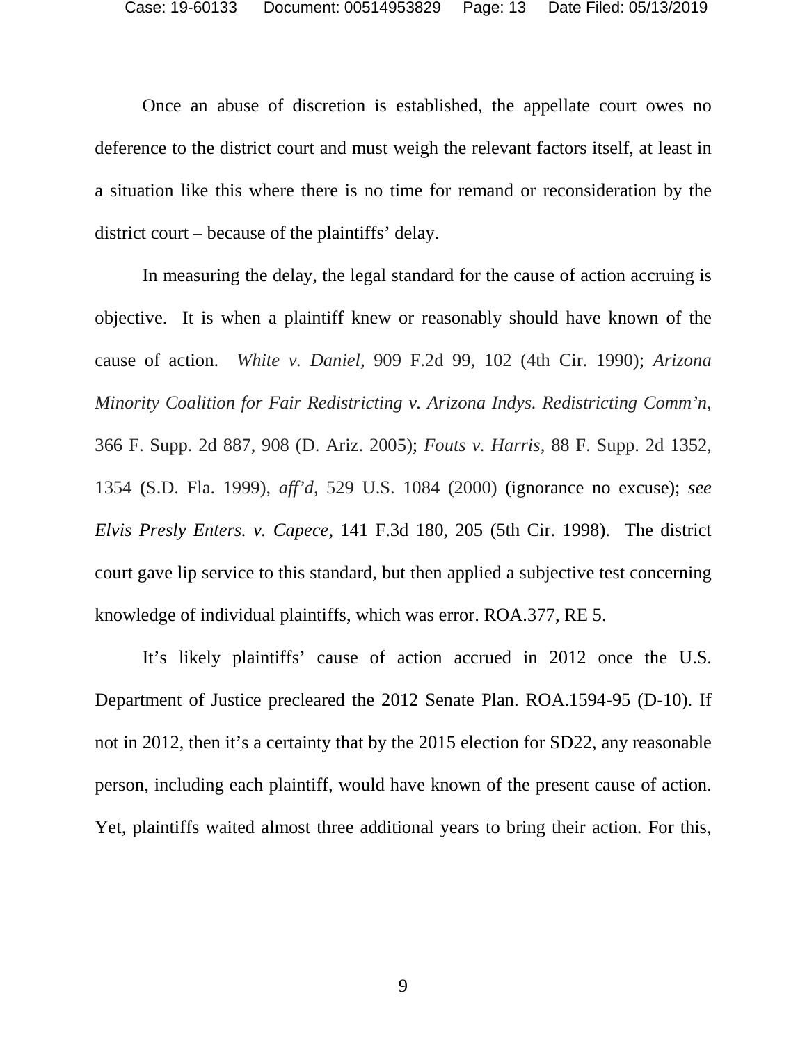Once an abuse of discretion is established, the appellate court owes no deference to the district court and must weigh the relevant factors itself, at least in a situation like this where there is no time for remand or reconsideration by the district court – because of the plaintiffs' delay.

In measuring the delay, the legal standard for the cause of action accruing is objective. It is when a plaintiff knew or reasonably should have known of the cause of action. *White v. Daniel,* 909 F.2d 99, 102 (4th Cir. 1990); *Arizona Minority Coalition for Fair Redistricting v. Arizona Indys. Redistricting Comm'n*, 366 F. Supp. 2d 887, 908 (D. Ariz. 2005); *Fouts v. Harris,* 88 F. Supp. 2d 1352, 1354 (S.D. Fla. 1999), *aff'd*, 529 U.S. 1084 (2000) (ignorance no excuse); *see Elvis Presly Enters. v. Capece*, 141 F.3d 180, 205 (5th Cir. 1998). The district court gave lip service to this standard, but then applied a subjective test concerning knowledge of individual plaintiffs, which was error. ROA.377, RE 5.

It's likely plaintiffs' cause of action accrued in 2012 once the U.S. Department of Justice precleared the 2012 Senate Plan. ROA.1594-95 (D-10). If not in 2012, then it's a certainty that by the 2015 election for SD22, any reasonable person, including each plaintiff, would have known of the present cause of action. Yet, plaintiffs waited almost three additional years to bring their action. For this,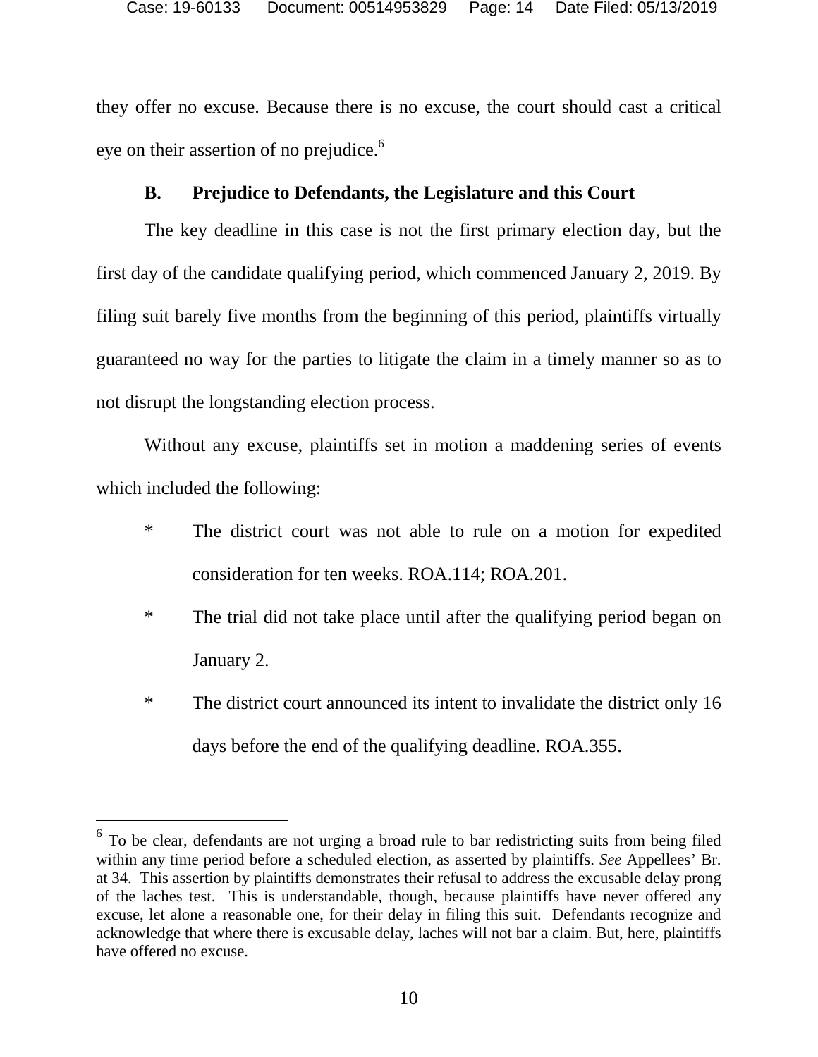they offer no excuse. Because there is no excuse, the court should cast a critical eye on their assertion of no prejudice.[6]

### B. Prejudice to Defendants, the Legislature and this Court

The key deadline in this case is not the first primary election day, but the first day of the candidate qualifying period, which commenced January 2, 2019. By filing suit barely five months from the beginning of this period, plaintiffs virtually guaranteed no way for the parties to litigate the claim in a timely manner so as to not disrupt the longstanding election process.

Without any excuse, plaintiffs set in motion a maddening series of events which included the following:

* The district court was not able to rule on a motion for expedited consideration for ten weeks. ROA.114; ROA.201.
* The trial did not take place until after the qualifying period began on January 2.
* The district court announced its intent to invalidate the district only 16 days before the end of the qualifying deadline. ROA.355.

---

[6] To be clear, defendants are not urging a broad rule to bar redistricting suits from being filed within any time period before a scheduled election, as asserted by plaintiffs. *See* Appellees' Br. at 34. This assertion by plaintiffs demonstrates their refusal to address the excusable delay prong of the laches test. This is understandable, though, because plaintiffs have never offered any excuse, let alone a reasonable one, for their delay in filing this suit. Defendants recognize and acknowledge that where there is excusable delay, laches will not bar a claim. But, here, plaintiffs have offered no excuse.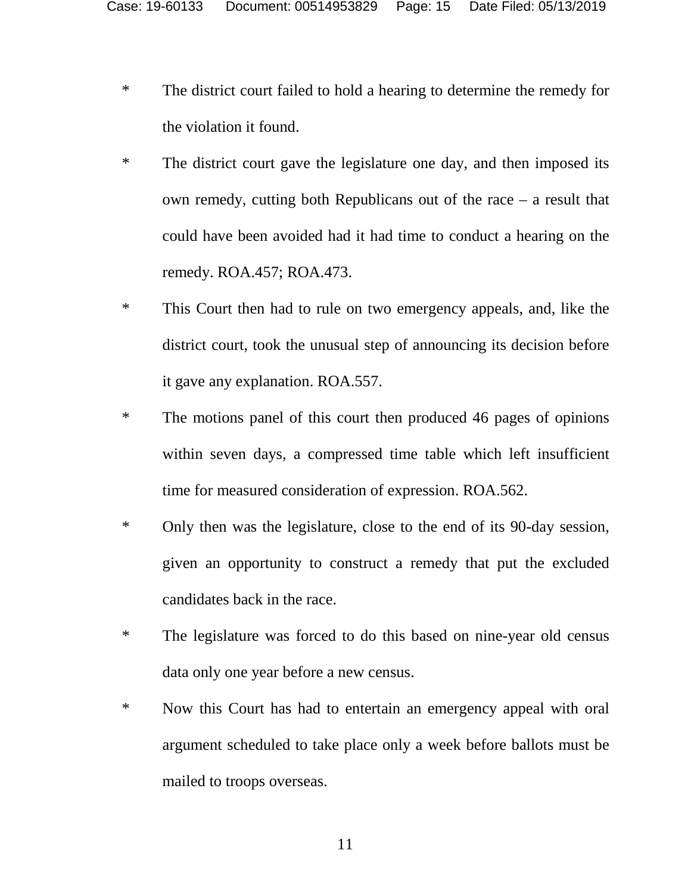* The district court failed to hold a hearing to determine the remedy for the violation it found.

* The district court gave the legislature one day, and then imposed its own remedy, cutting both Republicans out of the race – a result that could have been avoided had it had time to conduct a hearing on the remedy. ROA.457; ROA.473.

* This Court then had to rule on two emergency appeals, and, like the district court, took the unusual step of announcing its decision before it gave any explanation. ROA.557.

* The motions panel of this court then produced 46 pages of opinions within seven days, a compressed time table which left insufficient time for measured consideration of expression. ROA.562.

* Only then was the legislature, close to the end of its 90-day session, given an opportunity to construct a remedy that put the excluded candidates back in the race.

* The legislature was forced to do this based on nine-year old census data only one year before a new census.

* Now this Court has had to entertain an emergency appeal with oral argument scheduled to take place only a week before ballots must be mailed to troops overseas.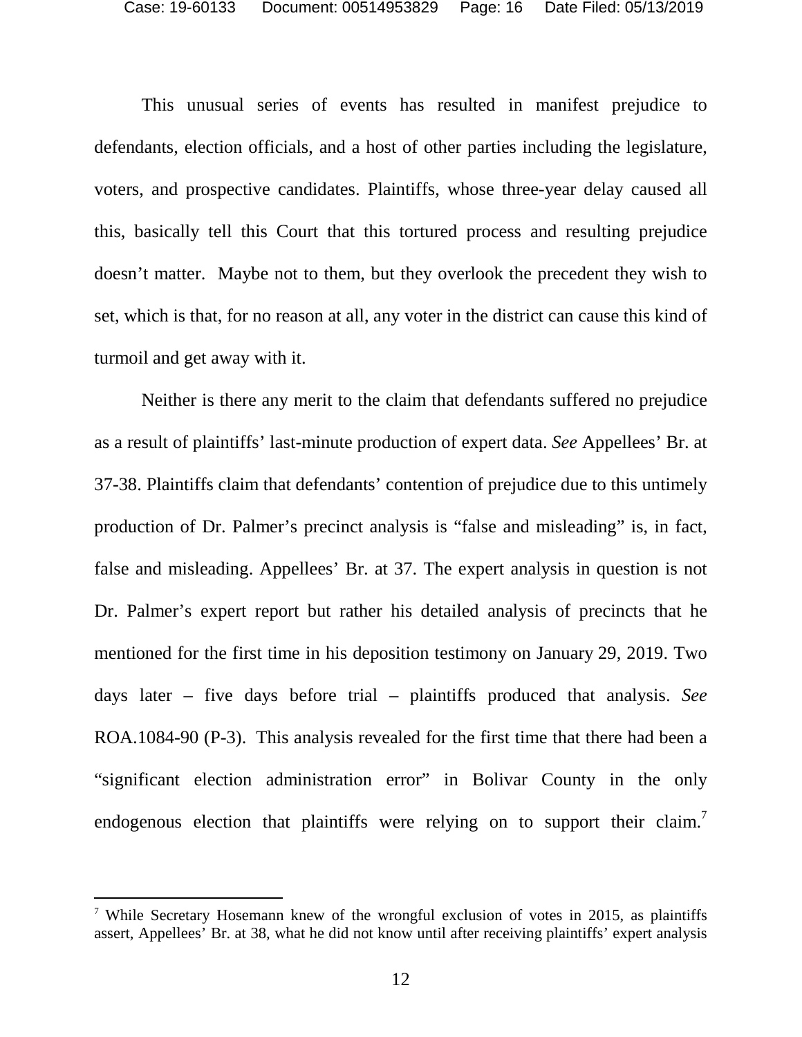This unusual series of events has resulted in manifest prejudice to defendants, election officials, and a host of other parties including the legislature, voters, and prospective candidates. Plaintiffs, whose three-year delay caused all this, basically tell this Court that this tortured process and resulting prejudice doesn't matter. Maybe not to them, but they overlook the precedent they wish to set, which is that, for no reason at all, any voter in the district can cause this kind of turmoil and get away with it.

Neither is there any merit to the claim that defendants suffered no prejudice as a result of plaintiffs' last-minute production of expert data. *See* Appellees' Br. at 37-38. Plaintiffs claim that defendants' contention of prejudice due to this untimely production of Dr. Palmer's precinct analysis is "false and misleading" is, in fact, false and misleading. Appellees' Br. at 37. The expert analysis in question is not Dr. Palmer's expert report but rather his detailed analysis of precincts that he mentioned for the first time in his deposition testimony on January 29, 2019. Two days later – five days before trial – plaintiffs produced that analysis. *See* ROA.1084-90 (P-3). This analysis revealed for the first time that there had been a "significant election administration error" in Bolivar County in the only endogenous election that plaintiffs were relying on to support their claim.[7]

[7] While Secretary Hosemann knew of the wrongful exclusion of votes in 2015, as plaintiffs assert, Appellees' Br. at 38, what he did not know until after receiving plaintiffs' expert analysis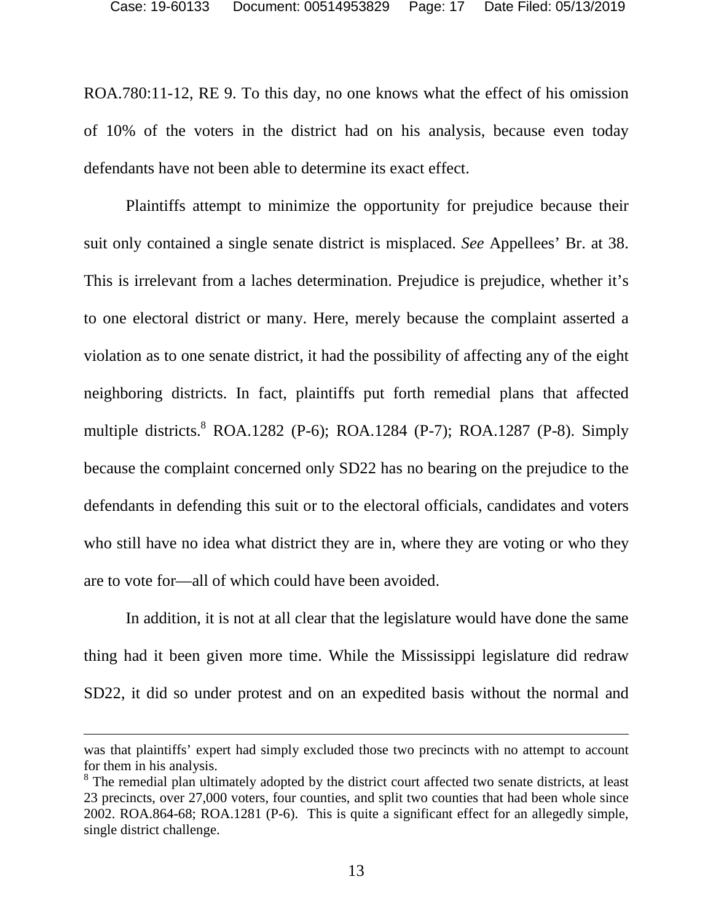ROA.780:11-12, RE 9. To this day, no one knows what the effect of his omission of 10% of the voters in the district had on his analysis, because even today defendants have not been able to determine its exact effect.

Plaintiffs attempt to minimize the opportunity for prejudice because their suit only contained a single senate district is misplaced. *See* Appellees' Br. at 38. This is irrelevant from a laches determination. Prejudice is prejudice, whether it's to one electoral district or many. Here, merely because the complaint asserted a violation as to one senate district, it had the possibility of affecting any of the eight neighboring districts. In fact, plaintiffs put forth remedial plans that affected multiple districts.[8] ROA.1282 (P-6); ROA.1284 (P-7); ROA.1287 (P-8). Simply because the complaint concerned only SD22 has no bearing on the prejudice to the defendants in defending this suit or to the electoral officials, candidates and voters who still have no idea what district they are in, where they are voting or who they are to vote for—all of which could have been avoided.

In addition, it is not at all clear that the legislature would have done the same thing had it been given more time. While the Mississippi legislature did redraw SD22, it did so under protest and on an expedited basis without the normal and

---

was that plaintiffs' expert had simply excluded those two precincts with no attempt to account for them in his analysis.

[8] The remedial plan ultimately adopted by the district court affected two senate districts, at least 23 precincts, over 27,000 voters, four counties, and split two counties that had been whole since 2002. ROA.864-68; ROA.1281 (P-6). This is quite a significant effect for an allegedly simple, single district challenge.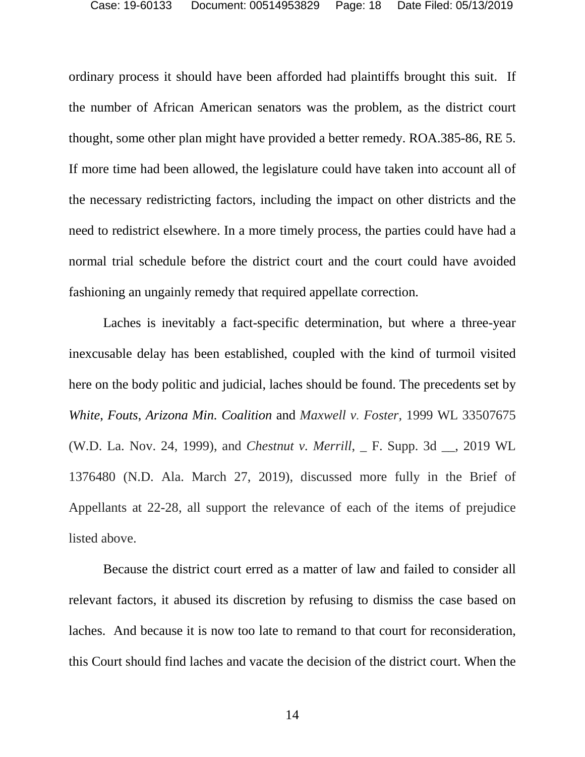ordinary process it should have been afforded had plaintiffs brought this suit. If the number of African American senators was the problem, as the district court thought, some other plan might have provided a better remedy. ROA.385-86, RE 5. If more time had been allowed, the legislature could have taken into account all of the necessary redistricting factors, including the impact on other districts and the need to redistrict elsewhere. In a more timely process, the parties could have had a normal trial schedule before the district court and the court could have avoided fashioning an ungainly remedy that required appellate correction.

Laches is inevitably a fact-specific determination, but where a three-year inexcusable delay has been established, coupled with the kind of turmoil visited here on the body politic and judicial, laches should be found. The precedents set by *White*, *Fouts*, *Arizona Min. Coalition* and *Maxwell v. Foster,* 1999 WL 33507675 (W.D. La. Nov. 24, 1999), and *Chestnut v. Merrill*, _ F. Supp. 3d __, 2019 WL 1376480 (N.D. Ala. March 27, 2019), discussed more fully in the Brief of Appellants at 22-28, all support the relevance of each of the items of prejudice listed above.

Because the district court erred as a matter of law and failed to consider all relevant factors, it abused its discretion by refusing to dismiss the case based on laches. And because it is now too late to remand to that court for reconsideration, this Court should find laches and vacate the decision of the district court. When the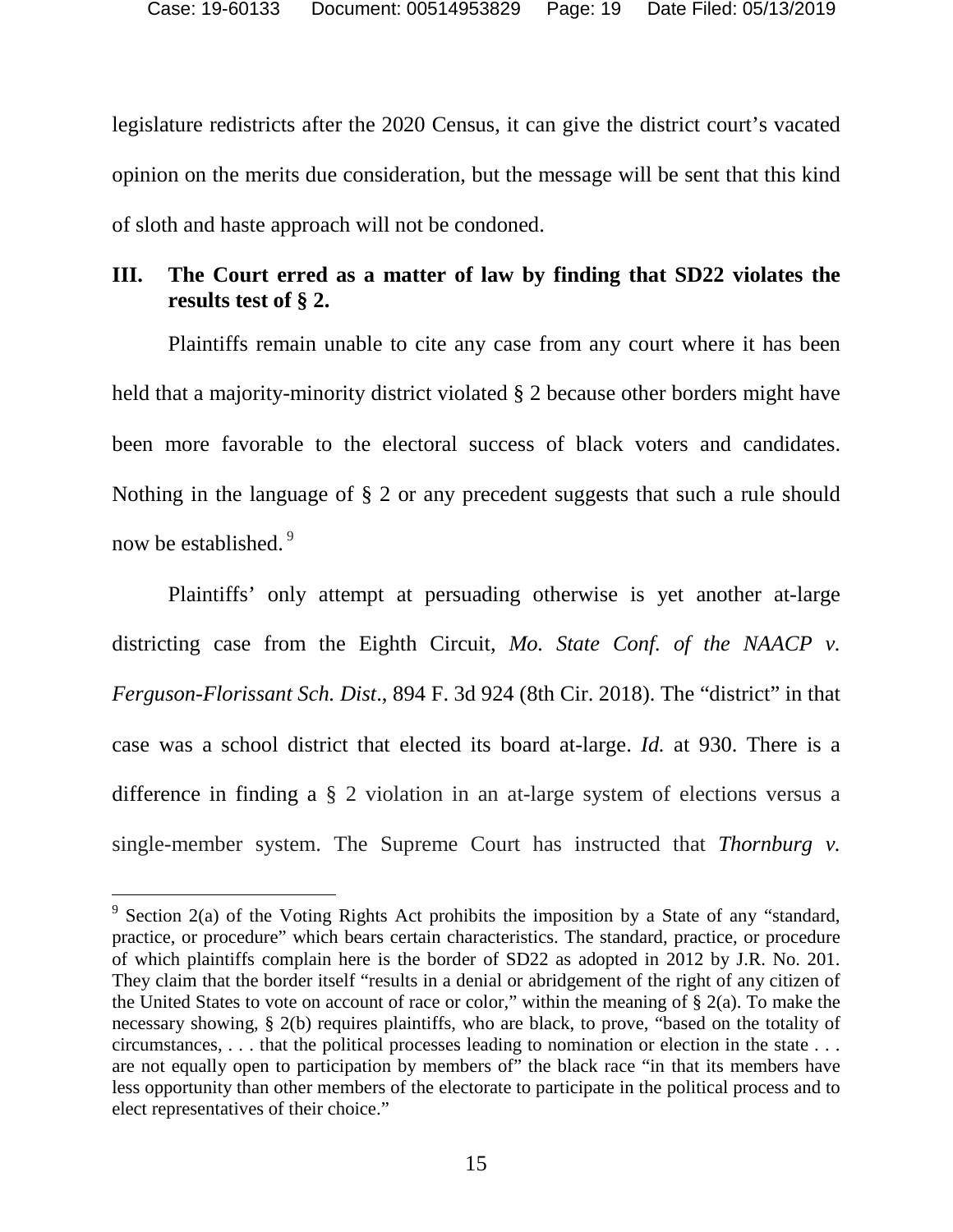legislature redistricts after the 2020 Census, it can give the district court's vacated opinion on the merits due consideration, but the message will be sent that this kind of sloth and haste approach will not be condoned.

## III. The Court erred as a matter of law by finding that SD22 violates the results test of § 2.

Plaintiffs remain unable to cite any case from any court where it has been held that a majority-minority district violated § 2 because other borders might have been more favorable to the electoral success of black voters and candidates. Nothing in the language of § 2 or any precedent suggests that such a rule should now be established. [9]

Plaintiffs' only attempt at persuading otherwise is yet another at-large districting case from the Eighth Circuit, *Mo. State Conf. of the NAACP v. Ferguson-Florissant Sch. Dist*., 894 F. 3d 924 (8th Cir. 2018). The "district" in that case was a school district that elected its board at-large. *Id.* at 930. There is a difference in finding a § 2 violation in an at-large system of elections versus a single-member system. The Supreme Court has instructed that *Thornburg v.*

---

[9] Section 2(a) of the Voting Rights Act prohibits the imposition by a State of any "standard, practice, or procedure" which bears certain characteristics. The standard, practice, or procedure of which plaintiffs complain here is the border of SD22 as adopted in 2012 by J.R. No. 201. They claim that the border itself "results in a denial or abridgement of the right of any citizen of the United States to vote on account of race or color," within the meaning of § 2(a). To make the necessary showing, § 2(b) requires plaintiffs, who are black, to prove, "based on the totality of circumstances, . . . that the political processes leading to nomination or election in the state . . . are not equally open to participation by members of" the black race "in that its members have less opportunity than other members of the electorate to participate in the political process and to elect representatives of their choice."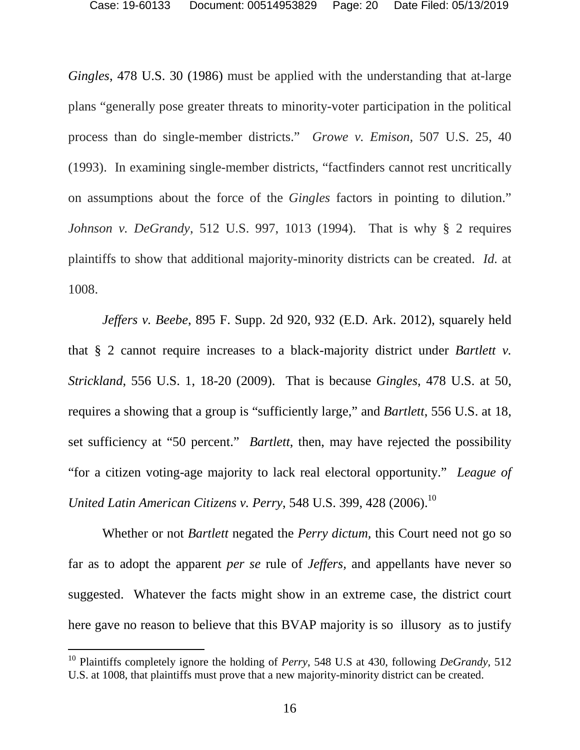*Gingles*, 478 U.S. 30 (1986) must be applied with the understanding that at-large plans "generally pose greater threats to minority-voter participation in the political process than do single-member districts." *Growe v. Emison*, 507 U.S. 25, 40 (1993). In examining single-member districts, "factfinders cannot rest uncritically on assumptions about the force of the *Gingles* factors in pointing to dilution." *Johnson v. DeGrandy*, 512 U.S. 997, 1013 (1994). That is why § 2 requires plaintiffs to show that additional majority-minority districts can be created. *Id.* at 1008.

*Jeffers v. Beebe*, 895 F. Supp. 2d 920, 932 (E.D. Ark. 2012), squarely held that § 2 cannot require increases to a black-majority district under *Bartlett v. Strickland*, 556 U.S. 1, 18-20 (2009). That is because *Gingles*, 478 U.S. at 50, requires a showing that a group is "sufficiently large," and *Bartlett*, 556 U.S. at 18, set sufficiency at "50 percent." *Bartlett*, then, may have rejected the possibility "for a citizen voting-age majority to lack real electoral opportunity." *League of United Latin American Citizens v. Perry*, 548 U.S. 399, 428 (2006).[10]

Whether or not *Bartlett* negated the *Perry dictum,* this Court need not go so far as to adopt the apparent *per se* rule of *Jeffers,* and appellants have never so suggested. Whatever the facts might show in an extreme case, the district court here gave no reason to believe that this BVAP majority is so illusory as to justify

[10] Plaintiffs completely ignore the holding of *Perry*, 548 U.S at 430, following *DeGrandy*, 512 U.S. at 1008, that plaintiffs must prove that a new majority-minority district can be created.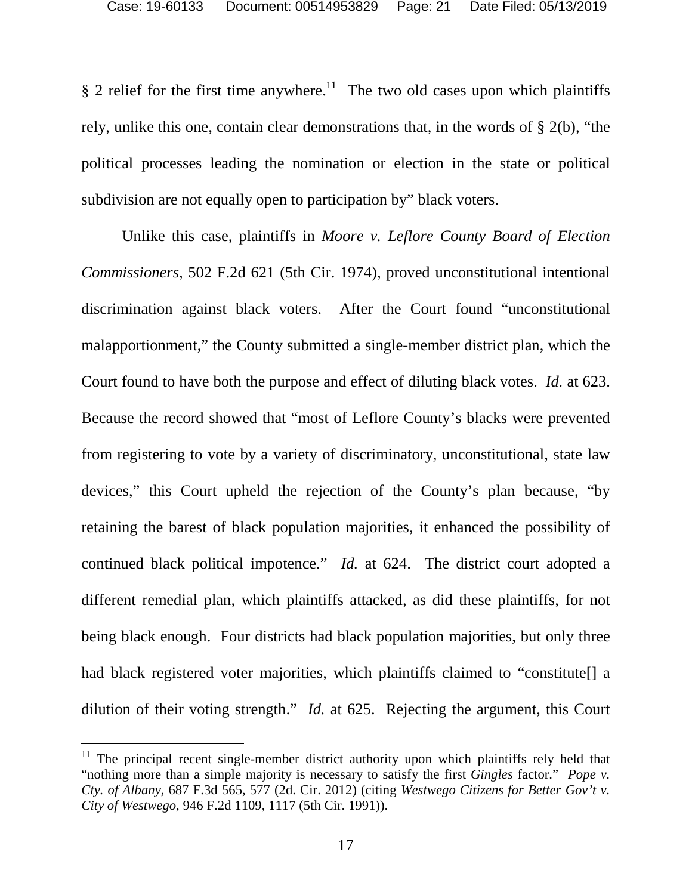§ 2 relief for the first time anywhere.[11] The two old cases upon which plaintiffs rely, unlike this one, contain clear demonstrations that, in the words of § 2(b), "the political processes leading the nomination or election in the state or political subdivision are not equally open to participation by" black voters.

Unlike this case, plaintiffs in *Moore v. Leflore County Board of Election Commissioners*, 502 F.2d 621 (5th Cir. 1974), proved unconstitutional intentional discrimination against black voters. After the Court found "unconstitutional malapportionment," the County submitted a single-member district plan, which the Court found to have both the purpose and effect of diluting black votes. *Id.* at 623. Because the record showed that "most of Leflore County's blacks were prevented from registering to vote by a variety of discriminatory, unconstitutional, state law devices," this Court upheld the rejection of the County's plan because, "by retaining the barest of black population majorities, it enhanced the possibility of continued black political impotence." *Id.* at 624. The district court adopted a different remedial plan, which plaintiffs attacked, as did these plaintiffs, for not being black enough. Four districts had black population majorities, but only three had black registered voter majorities, which plaintiffs claimed to "constitute[] a dilution of their voting strength." *Id.* at 625. Rejecting the argument, this Court

---

[11] The principal recent single-member district authority upon which plaintiffs rely held that "nothing more than a simple majority is necessary to satisfy the first *Gingles* factor." *Pope v. Cty. of Albany*, 687 F.3d 565, 577 (2d. Cir. 2012) (citing *Westwego Citizens for Better Gov't v. City of Westwego*, 946 F.2d 1109, 1117 (5th Cir. 1991)).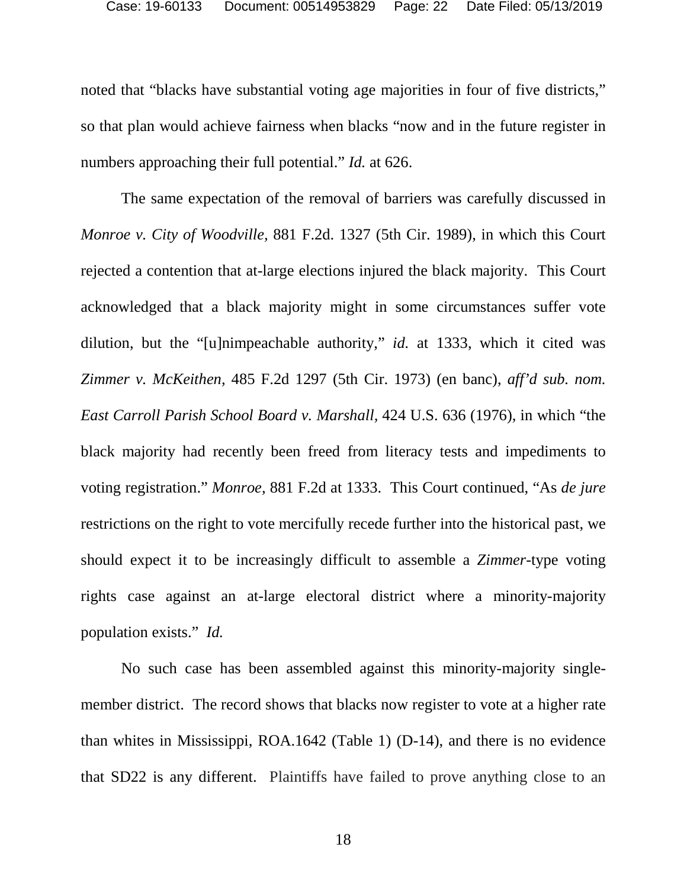noted that "blacks have substantial voting age majorities in four of five districts," so that plan would achieve fairness when blacks "now and in the future register in numbers approaching their full potential." *Id.* at 626.

The same expectation of the removal of barriers was carefully discussed in *Monroe v. City of Woodville,* 881 F.2d. 1327 (5th Cir. 1989), in which this Court rejected a contention that at-large elections injured the black majority. This Court acknowledged that a black majority might in some circumstances suffer vote dilution, but the "[u]nimpeachable authority," *id.* at 1333, which it cited was *Zimmer v. McKeithen,* 485 F.2d 1297 (5th Cir. 1973) (en banc), *aff'd sub. nom. East Carroll Parish School Board v. Marshall,* 424 U.S. 636 (1976), in which "the black majority had recently been freed from literacy tests and impediments to voting registration." *Monroe,* 881 F.2d at 1333. This Court continued, "As *de jure* restrictions on the right to vote mercifully recede further into the historical past, we should expect it to be increasingly difficult to assemble a *Zimmer*-type voting rights case against an at-large electoral district where a minority-majority population exists." *Id.*

No such case has been assembled against this minority-majority single-member district. The record shows that blacks now register to vote at a higher rate than whites in Mississippi, ROA.1642 (Table 1) (D-14), and there is no evidence that SD22 is any different. Plaintiffs have failed to prove anything close to an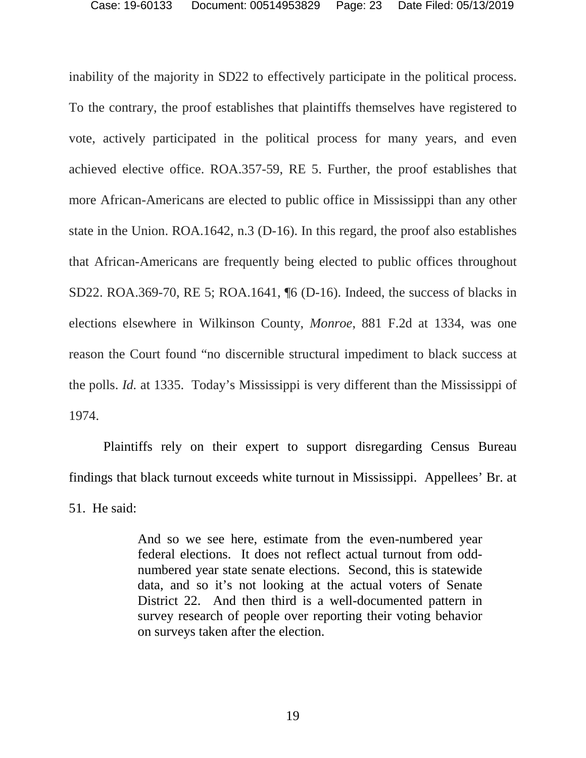inability of the majority in SD22 to effectively participate in the political process. To the contrary, the proof establishes that plaintiffs themselves have registered to vote, actively participated in the political process for many years, and even achieved elective office. ROA.357-59, RE 5. Further, the proof establishes that more African-Americans are elected to public office in Mississippi than any other state in the Union. ROA.1642, n.3 (D-16). In this regard, the proof also establishes that African-Americans are frequently being elected to public offices throughout SD22. ROA.369-70, RE 5; ROA.1641, ¶6 (D-16). Indeed, the success of blacks in elections elsewhere in Wilkinson County, *Monroe*, 881 F.2d at 1334, was one reason the Court found "no discernible structural impediment to black success at the polls. *Id.* at 1335. Today's Mississippi is very different than the Mississippi of 1974.

Plaintiffs rely on their expert to support disregarding Census Bureau findings that black turnout exceeds white turnout in Mississippi. Appellees' Br. at 51. He said:

> And so we see here, estimate from the even-numbered year federal elections. It does not reflect actual turnout from odd-numbered year state senate elections. Second, this is statewide data, and so it's not looking at the actual voters of Senate District 22. And then third is a well-documented pattern in survey research of people over reporting their voting behavior on surveys taken after the election.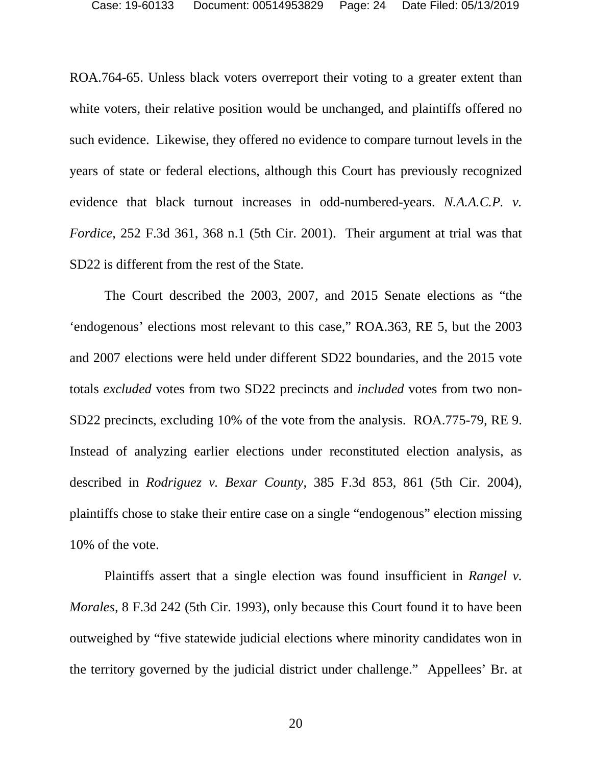ROA.764-65. Unless black voters overreport their voting to a greater extent than white voters, their relative position would be unchanged, and plaintiffs offered no such evidence. Likewise, they offered no evidence to compare turnout levels in the years of state or federal elections, although this Court has previously recognized evidence that black turnout increases in odd-numbered-years. *N.A.A.C.P. v. Fordice*, 252 F.3d 361, 368 n.1 (5th Cir. 2001). Their argument at trial was that SD22 is different from the rest of the State.

The Court described the 2003, 2007, and 2015 Senate elections as "the 'endogenous' elections most relevant to this case," ROA.363, RE 5, but the 2003 and 2007 elections were held under different SD22 boundaries, and the 2015 vote totals *excluded* votes from two SD22 precincts and *included* votes from two non-SD22 precincts, excluding 10% of the vote from the analysis. ROA.775-79, RE 9. Instead of analyzing earlier elections under reconstituted election analysis, as described in *Rodriguez v. Bexar County*, 385 F.3d 853, 861 (5th Cir. 2004), plaintiffs chose to stake their entire case on a single "endogenous" election missing 10% of the vote.

Plaintiffs assert that a single election was found insufficient in *Rangel v. Morales*, 8 F.3d 242 (5th Cir. 1993), only because this Court found it to have been outweighed by "five statewide judicial elections where minority candidates won in the territory governed by the judicial district under challenge." Appellees' Br. at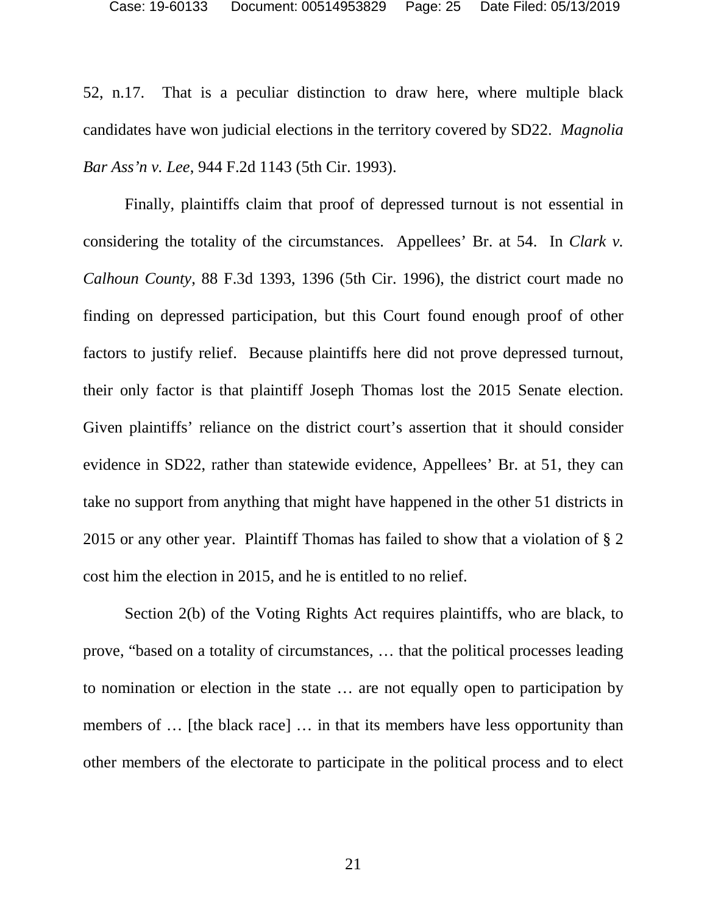52, n.17. That is a peculiar distinction to draw here, where multiple black candidates have won judicial elections in the territory covered by SD22. *Magnolia Bar Ass'n v. Lee*, 944 F.2d 1143 (5th Cir. 1993).

Finally, plaintiffs claim that proof of depressed turnout is not essential in considering the totality of the circumstances. Appellees' Br. at 54. In *Clark v. Calhoun County*, 88 F.3d 1393, 1396 (5th Cir. 1996), the district court made no finding on depressed participation, but this Court found enough proof of other factors to justify relief. Because plaintiffs here did not prove depressed turnout, their only factor is that plaintiff Joseph Thomas lost the 2015 Senate election. Given plaintiffs' reliance on the district court's assertion that it should consider evidence in SD22, rather than statewide evidence, Appellees' Br. at 51, they can take no support from anything that might have happened in the other 51 districts in 2015 or any other year. Plaintiff Thomas has failed to show that a violation of § 2 cost him the election in 2015, and he is entitled to no relief.

Section 2(b) of the Voting Rights Act requires plaintiffs, who are black, to prove, "based on a totality of circumstances, … that the political processes leading to nomination or election in the state … are not equally open to participation by members of … [the black race] … in that its members have less opportunity than other members of the electorate to participate in the political process and to elect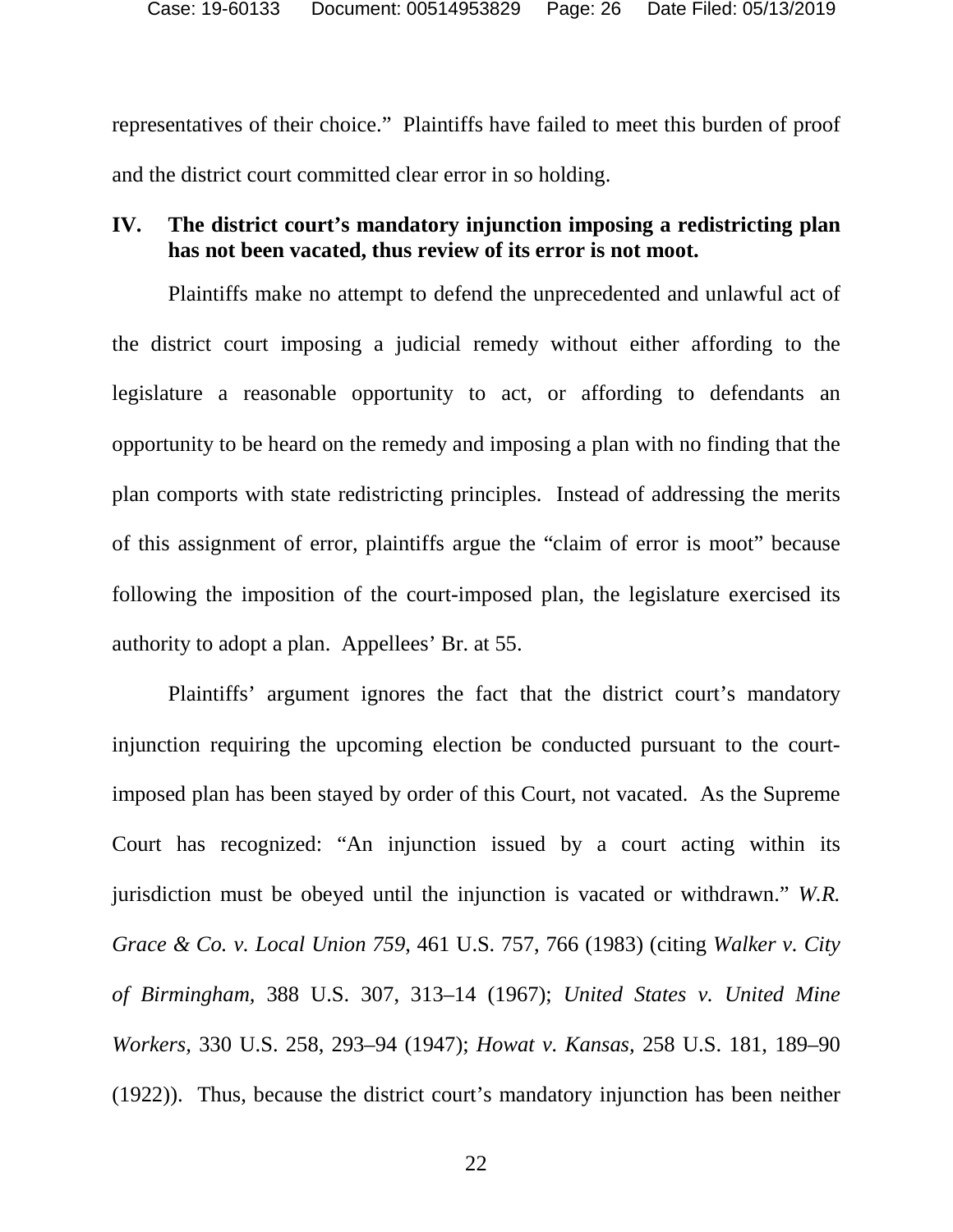representatives of their choice." Plaintiffs have failed to meet this burden of proof and the district court committed clear error in so holding.

## IV. The district court's mandatory injunction imposing a redistricting plan has not been vacated, thus review of its error is not moot.

Plaintiffs make no attempt to defend the unprecedented and unlawful act of the district court imposing a judicial remedy without either affording to the legislature a reasonable opportunity to act, or affording to defendants an opportunity to be heard on the remedy and imposing a plan with no finding that the plan comports with state redistricting principles. Instead of addressing the merits of this assignment of error, plaintiffs argue the "claim of error is moot" because following the imposition of the court-imposed plan, the legislature exercised its authority to adopt a plan. Appellees' Br. at 55.

Plaintiffs' argument ignores the fact that the district court's mandatory injunction requiring the upcoming election be conducted pursuant to the court-imposed plan has been stayed by order of this Court, not vacated. As the Supreme Court has recognized: "An injunction issued by a court acting within its jurisdiction must be obeyed until the injunction is vacated or withdrawn." *W.R. Grace & Co. v. Local Union 759*, 461 U.S. 757, 766 (1983) (citing *Walker v. City of Birmingham*, 388 U.S. 307, 313–14 (1967); *United States v. United Mine Workers*, 330 U.S. 258, 293–94 (1947); *Howat v. Kansas*, 258 U.S. 181, 189–90 (1922)). Thus, because the district court's mandatory injunction has been neither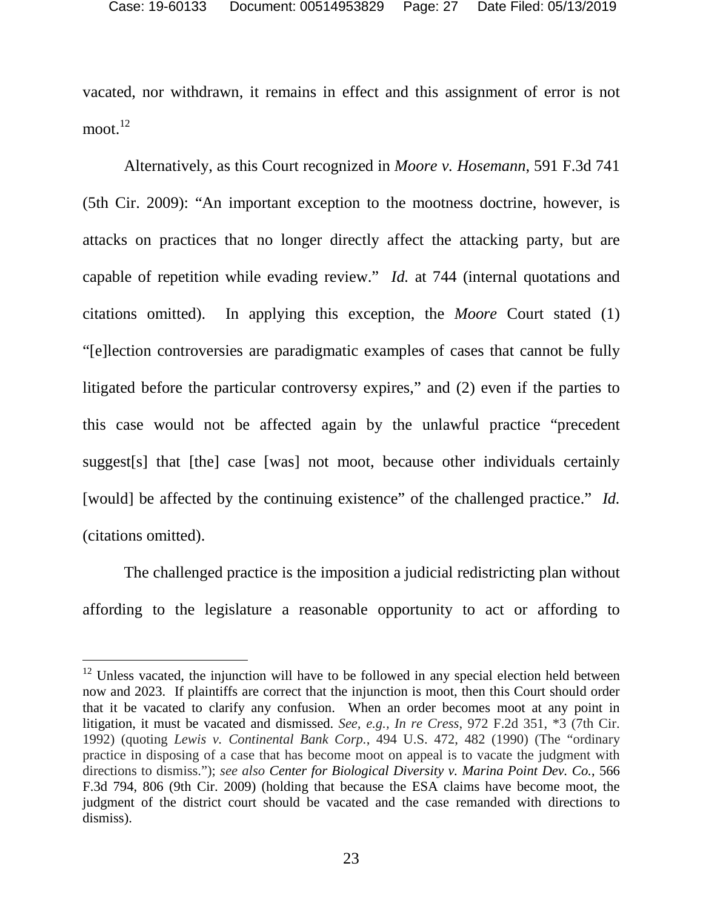vacated, nor withdrawn, it remains in effect and this assignment of error is not moot.[12]

Alternatively, as this Court recognized in *Moore v. Hosemann*, 591 F.3d 741 (5th Cir. 2009): "An important exception to the mootness doctrine, however, is attacks on practices that no longer directly affect the attacking party, but are capable of repetition while evading review." *Id.* at 744 (internal quotations and citations omitted). In applying this exception, the *Moore* Court stated (1) "[e]lection controversies are paradigmatic examples of cases that cannot be fully litigated before the particular controversy expires," and (2) even if the parties to this case would not be affected again by the unlawful practice "precedent suggest[s] that [the] case [was] not moot, because other individuals certainly [would] be affected by the continuing existence" of the challenged practice." *Id.* (citations omitted).

The challenged practice is the imposition a judicial redistricting plan without affording to the legislature a reasonable opportunity to act or affording to

---

[12] Unless vacated, the injunction will have to be followed in any special election held between now and 2023. If plaintiffs are correct that the injunction is moot, then this Court should order that it be vacated to clarify any confusion. When an order becomes moot at any point in litigation, it must be vacated and dismissed. *See, e.g., In re Cress*, 972 F.2d 351, *3 (7th Cir. 1992) (quoting *Lewis v. Continental Bank Corp.*, 494 U.S. 472, 482 (1990) (The "ordinary practice in disposing of a case that has become moot on appeal is to vacate the judgment with directions to dismiss."); *see also Center for Biological Diversity v. Marina Point Dev. Co.*, 566 F.3d 794, 806 (9th Cir. 2009) (holding that because the ESA claims have become moot, the judgment of the district court should be vacated and the case remanded with directions to dismiss).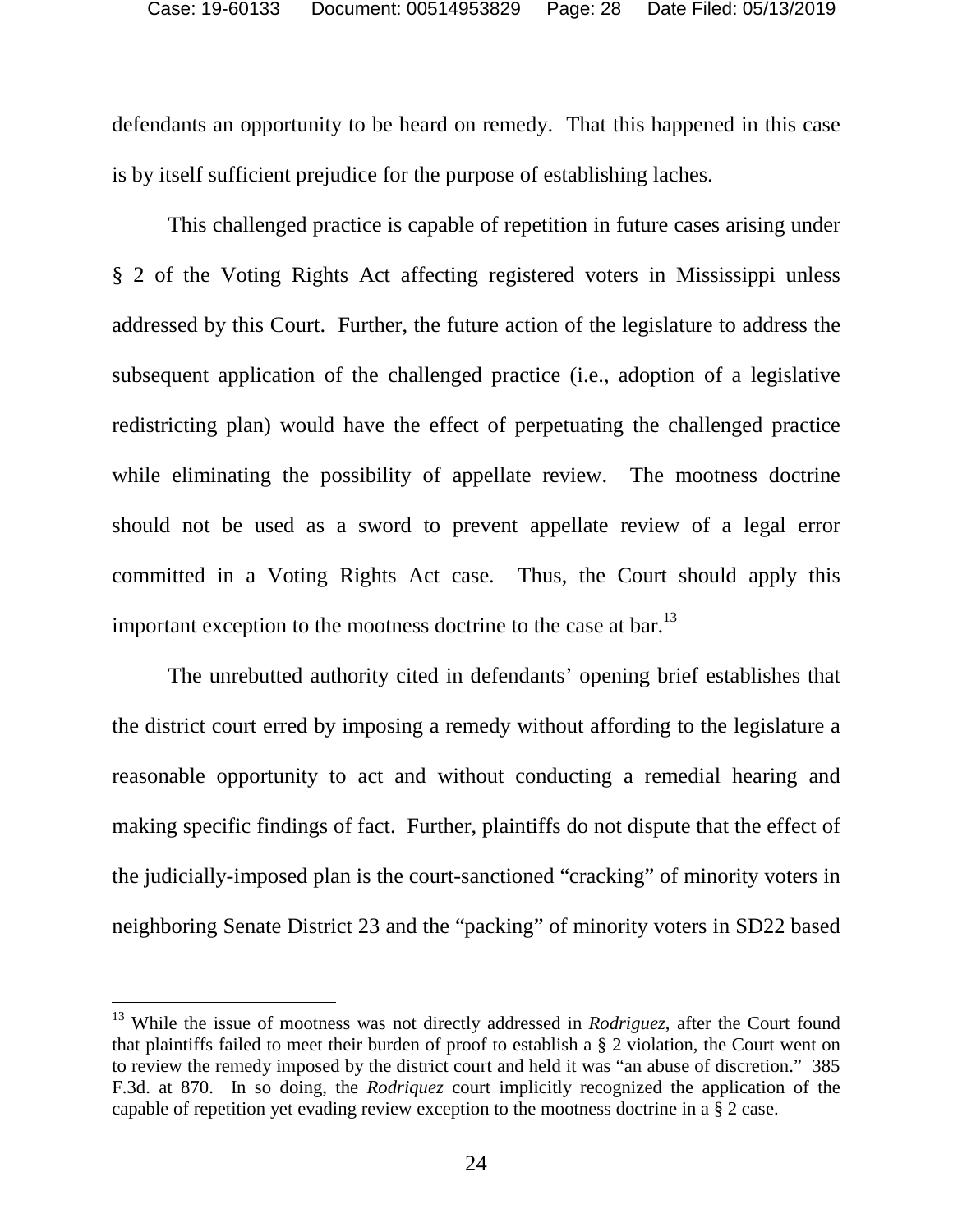defendants an opportunity to be heard on remedy. That this happened in this case is by itself sufficient prejudice for the purpose of establishing laches.

This challenged practice is capable of repetition in future cases arising under § 2 of the Voting Rights Act affecting registered voters in Mississippi unless addressed by this Court. Further, the future action of the legislature to address the subsequent application of the challenged practice (i.e., adoption of a legislative redistricting plan) would have the effect of perpetuating the challenged practice while eliminating the possibility of appellate review. The mootness doctrine should not be used as a sword to prevent appellate review of a legal error committed in a Voting Rights Act case. Thus, the Court should apply this important exception to the mootness doctrine to the case at bar.[13]

The unrebutted authority cited in defendants' opening brief establishes that the district court erred by imposing a remedy without affording to the legislature a reasonable opportunity to act and without conducting a remedial hearing and making specific findings of fact. Further, plaintiffs do not dispute that the effect of the judicially-imposed plan is the court-sanctioned "cracking" of minority voters in neighboring Senate District 23 and the "packing" of minority voters in SD22 based

---

[13] While the issue of mootness was not directly addressed in *Rodriguez*, after the Court found that plaintiffs failed to meet their burden of proof to establish a § 2 violation, the Court went on to review the remedy imposed by the district court and held it was "an abuse of discretion." 385 F.3d. at 870. In so doing, the *Rodriquez* court implicitly recognized the application of the capable of repetition yet evading review exception to the mootness doctrine in a § 2 case.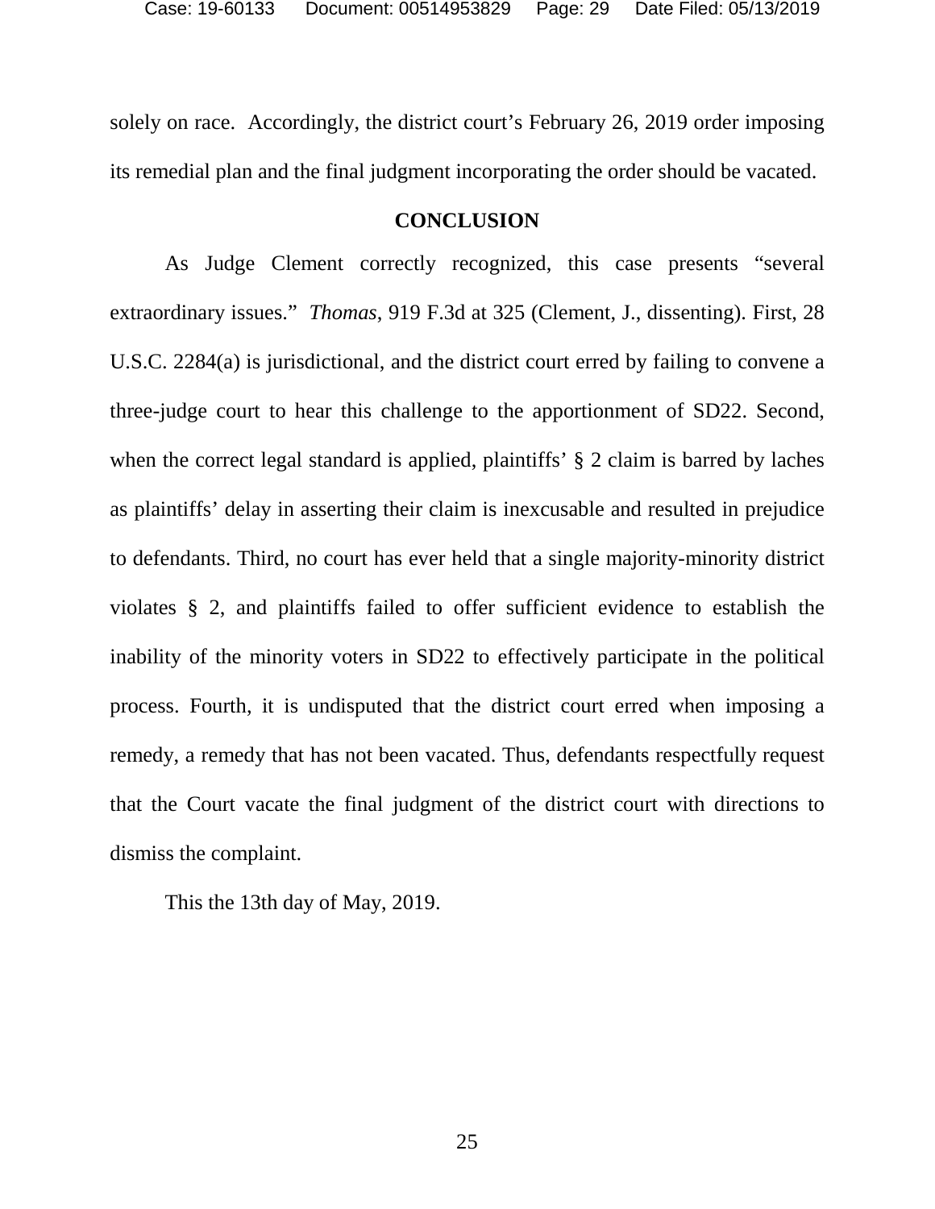solely on race. Accordingly, the district court's February 26, 2019 order imposing its remedial plan and the final judgment incorporating the order should be vacated.

## CONCLUSION

As Judge Clement correctly recognized, this case presents "several extraordinary issues." *Thomas*, 919 F.3d at 325 (Clement, J., dissenting). First, 28 U.S.C. 2284(a) is jurisdictional, and the district court erred by failing to convene a three-judge court to hear this challenge to the apportionment of SD22. Second, when the correct legal standard is applied, plaintiffs' § 2 claim is barred by laches as plaintiffs' delay in asserting their claim is inexcusable and resulted in prejudice to defendants. Third, no court has ever held that a single majority-minority district violates § 2, and plaintiffs failed to offer sufficient evidence to establish the inability of the minority voters in SD22 to effectively participate in the political process. Fourth, it is undisputed that the district court erred when imposing a remedy, a remedy that has not been vacated. Thus, defendants respectfully request that the Court vacate the final judgment of the district court with directions to dismiss the complaint.

This the 13th day of May, 2019.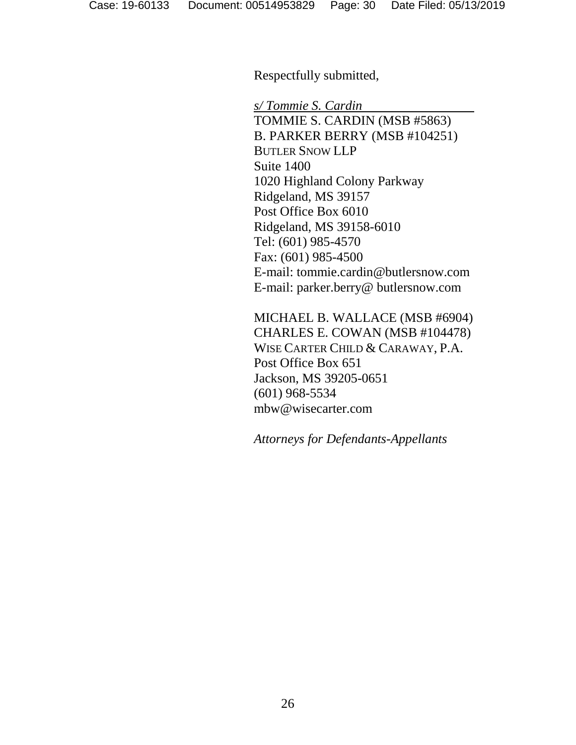Respectfully submitted,

*s/ Tommie S. Cardin*  
TOMMIE S. CARDIN (MSB #5863)  
B. PARKER BERRY (MSB #104251)  
BUTLER SNOW LLP  
Suite 1400  
1020 Highland Colony Parkway  
Ridgeland, MS 39157  
Post Office Box 6010  
Ridgeland, MS 39158-6010  
Tel: (601) 985-4570  
Fax: (601) 985-4500  
E-mail: tommie.cardin@butlersnow.com  
E-mail: parker.berry@ butlersnow.com

MICHAEL B. WALLACE (MSB #6904)  
CHARLES E. COWAN (MSB #104478)  
WISE CARTER CHILD & CARAWAY, P.A.  
Post Office Box 651  
Jackson, MS 39205-0651  
(601) 968-5534  
mbw@wisecarter.com

*Attorneys for Defendants-Appellants*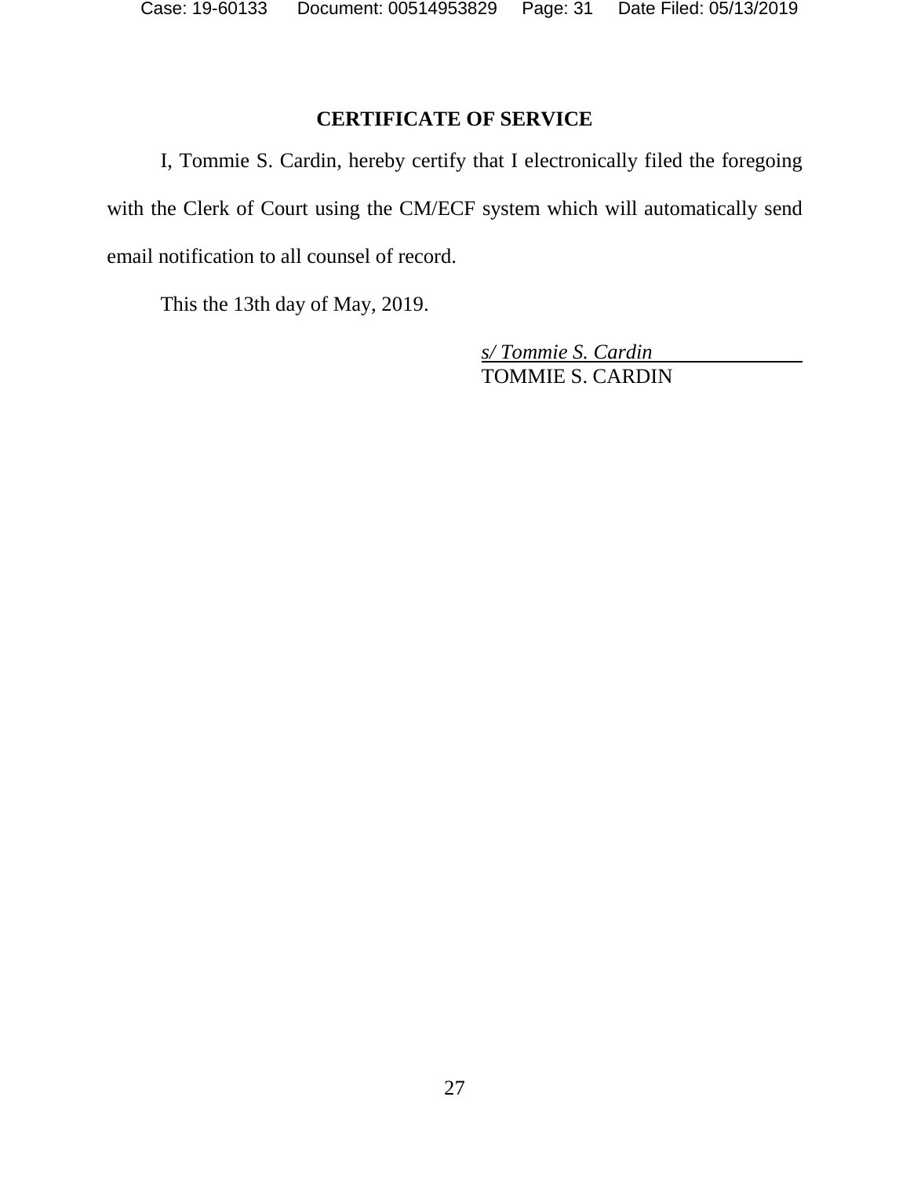## CERTIFICATE OF SERVICE

I, Tommie S. Cardin, hereby certify that I electronically filed the foregoing with the Clerk of Court using the CM/ECF system which will automatically send email notification to all counsel of record.

This the 13th day of May, 2019.

*s/ Tommie S. Cardin*
TOMMIE S. CARDIN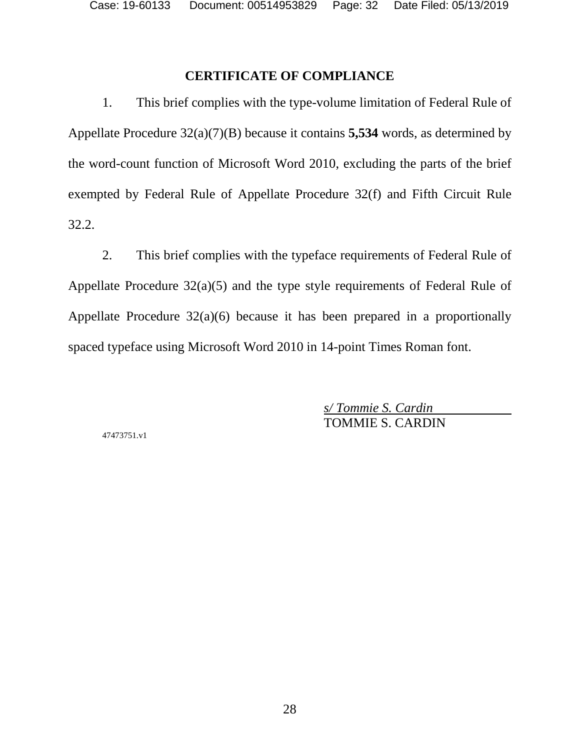## CERTIFICATE OF COMPLIANCE

1. This brief complies with the type-volume limitation of Federal Rule of Appellate Procedure 32(a)(7)(B) because it contains **5,534** words, as determined by the word-count function of Microsoft Word 2010, excluding the parts of the brief exempted by Federal Rule of Appellate Procedure 32(f) and Fifth Circuit Rule 32.2.

2. This brief complies with the typeface requirements of Federal Rule of Appellate Procedure 32(a)(5) and the type style requirements of Federal Rule of Appellate Procedure 32(a)(6) because it has been prepared in a proportionally spaced typeface using Microsoft Word 2010 in 14-point Times Roman font.

*s/ Tommie S. Cardin*
TOMMIE S. CARDIN

47473751.v1